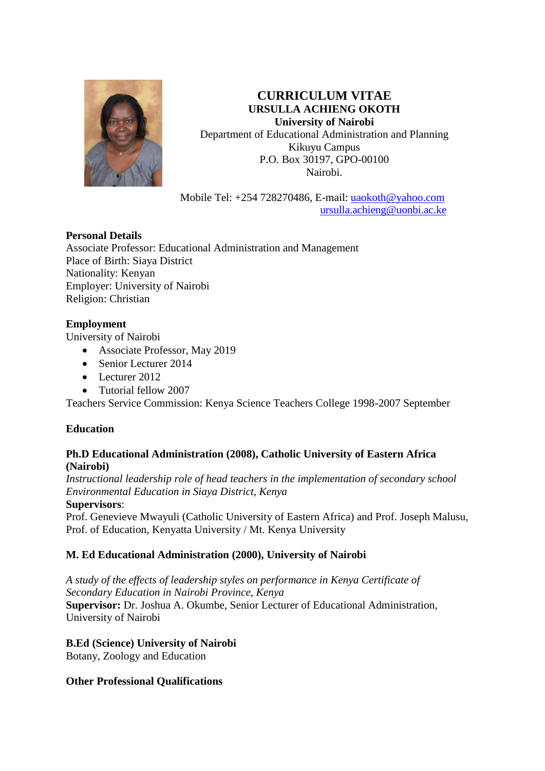# CURRICULUM VITAE

**URSULLA ACHIENG OKOTH**
**University of Nairobi**
Department of Educational Administration and Planning
Kikuyu Campus
P.O. Box 30197, GPO-00100
Nairobi.

Mobile Tel: +254 728270486, E-mail: uaokoth@yahoo.com
ursulla.achieng@uonbi.ac.ke

## Personal Details

Associate Professor: Educational Administration and Management
Place of Birth: Siaya District
Nationality: Kenyan
Employer: University of Nairobi
Religion: Christian

## Employment

University of Nairobi

- Associate Professor, May 2019
- Senior Lecturer 2014
- Lecturer 2012
- Tutorial fellow 2007

Teachers Service Commission: Kenya Science Teachers College 1998-2007 September

## Education

**Ph.D Educational Administration (2008), Catholic University of Eastern Africa (Nairobi)**

*Instructional leadership role of head teachers in the implementation of secondary school Environmental Education in Siaya District, Kenya*

**Supervisors**:
Prof. Genevieve Mwayuli (Catholic University of Eastern Africa) and Prof. Joseph Malusu, Prof. of Education, Kenyatta University / Mt. Kenya University

**M. Ed Educational Administration (2000), University of Nairobi**

*A study of the effects of leadership styles on performance in Kenya Certificate of Secondary Education in Nairobi Province, Kenya*

**Supervisor:** Dr. Joshua A. Okumbe, Senior Lecturer of Educational Administration, University of Nairobi

**B.Ed (Science) University of Nairobi**

Botany, Zoology and Education

## Other Professional Qualifications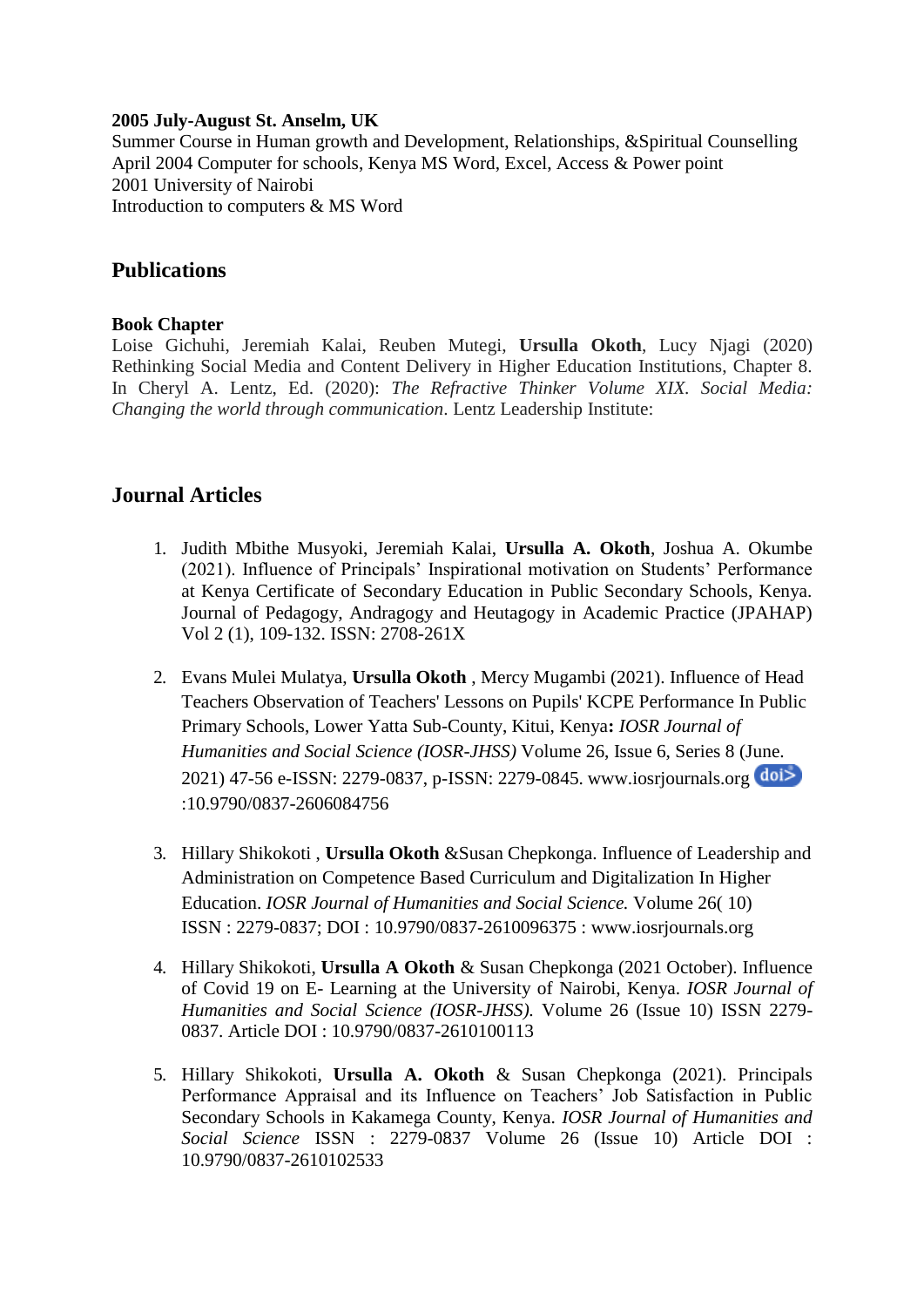**2005 July-August St. Anselm, UK**
Summer Course in Human growth and Development, Relationships, &Spiritual Counselling
April 2004 Computer for schools, Kenya MS Word, Excel, Access & Power point
2001 University of Nairobi
Introduction to computers & MS Word

## Publications

**Book Chapter**
Loise Gichuhi, Jeremiah Kalai, Reuben Mutegi, **Ursulla Okoth**, Lucy Njagi (2020) Rethinking Social Media and Content Delivery in Higher Education Institutions, Chapter 8. In Cheryl A. Lentz, Ed. (2020): *The Refractive Thinker Volume XIX. Social Media: Changing the world through communication*. Lentz Leadership Institute:

## Journal Articles

1. Judith Mbithe Musyoki, Jeremiah Kalai, **Ursulla A. Okoth**, Joshua A. Okumbe (2021). Influence of Principals' Inspirational motivation on Students' Performance at Kenya Certificate of Secondary Education in Public Secondary Schools, Kenya. Journal of Pedagogy, Andragogy and Heutagogy in Academic Practice (JPAHAP) Vol 2 (1), 109-132. ISSN: 2708-261X

2. Evans Mulei Mulatya, **Ursulla Okoth** , Mercy Mugambi (2021). Influence of Head Teachers Observation of Teachers' Lessons on Pupils' KCPE Performance In Public Primary Schools, Lower Yatta Sub-County, Kitui, Kenya**:** *IOSR Journal of Humanities and Social Science (IOSR-JHSS)* Volume 26, Issue 6, Series 8 (June. 2021) 47-56 e-ISSN: 2279-0837, p-ISSN: 2279-0845. www.iosrjournals.org doi :10.9790/0837-2606084756

3. Hillary Shikokoti , **Ursulla Okoth** &Susan Chepkonga. Influence of Leadership and Administration on Competence Based Curriculum and Digitalization In Higher Education. *IOSR Journal of Humanities and Social Science.* Volume 26( 10) ISSN : 2279-0837; DOI : 10.9790/0837-2610096375 : www.iosrjournals.org

4. Hillary Shikokoti, **Ursulla A Okoth** & Susan Chepkonga (2021 October). Influence of Covid 19 on E- Learning at the University of Nairobi, Kenya. *IOSR Journal of Humanities and Social Science (IOSR-JHSS).* Volume 26 (Issue 10) ISSN 2279-0837. Article DOI : 10.9790/0837-2610100113

5. Hillary Shikokoti, **Ursulla A. Okoth** & Susan Chepkonga (2021). Principals Performance Appraisal and its Influence on Teachers' Job Satisfaction in Public Secondary Schools in Kakamega County, Kenya. *IOSR Journal of Humanities and Social Science* ISSN : 2279-0837 Volume 26 (Issue 10) Article DOI : 10.9790/0837-2610102533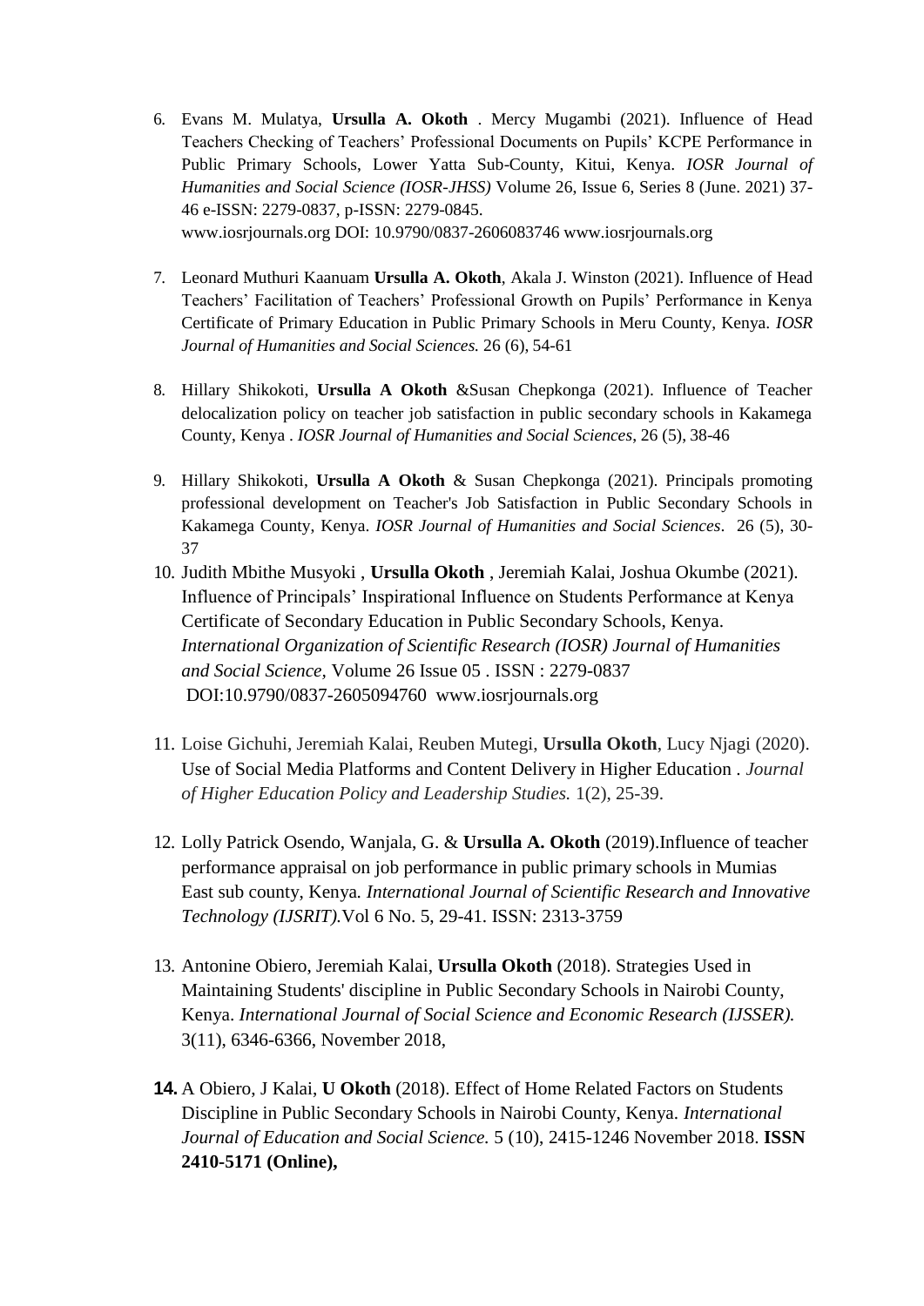6. Evans M. Mulatya, **Ursulla A. Okoth** . Mercy Mugambi (2021). Influence of Head Teachers Checking of Teachers' Professional Documents on Pupils' KCPE Performance in Public Primary Schools, Lower Yatta Sub-County, Kitui, Kenya. *IOSR Journal of Humanities and Social Science (IOSR-JHSS)* Volume 26, Issue 6, Series 8 (June. 2021) 37-46 e-ISSN: 2279-0837, p-ISSN: 2279-0845.
   www.iosrjournals.org DOI: 10.9790/0837-2606083746 www.iosrjournals.org

7. Leonard Muthuri Kaanuam **Ursulla A. Okoth**, Akala J. Winston (2021). Influence of Head Teachers' Facilitation of Teachers' Professional Growth on Pupils' Performance in Kenya Certificate of Primary Education in Public Primary Schools in Meru County, Kenya. *IOSR Journal of Humanities and Social Sciences.* 26 (6), 54-61

8. Hillary Shikokoti, **Ursulla A Okoth** &Susan Chepkonga (2021). Influence of Teacher delocalization policy on teacher job satisfaction in public secondary schools in Kakamega County, Kenya . *IOSR Journal of Humanities and Social Sciences*, 26 (5), 38-46

9. Hillary Shikokoti, **Ursulla A Okoth** & Susan Chepkonga (2021). Principals promoting professional development on Teacher's Job Satisfaction in Public Secondary Schools in Kakamega County, Kenya. *IOSR Journal of Humanities and Social Sciences*. 26 (5), 30-37

10. Judith Mbithe Musyoki , **Ursulla Okoth** , Jeremiah Kalai, Joshua Okumbe (2021). Influence of Principals' Inspirational Influence on Students Performance at Kenya Certificate of Secondary Education in Public Secondary Schools, Kenya. *International Organization of Scientific Research (IOSR) Journal of Humanities and Social Science,* Volume 26 Issue 05 . ISSN : 2279-0837
    DOI:10.9790/0837-2605094760 www.iosrjournals.org

11. Loise Gichuhi, Jeremiah Kalai, Reuben Mutegi, **Ursulla Okoth**, Lucy Njagi (2020). Use of Social Media Platforms and Content Delivery in Higher Education . *Journal of Higher Education Policy and Leadership Studies.* 1(2), 25-39.

12. Lolly Patrick Osendo, Wanjala, G. & **Ursulla A. Okoth** (2019).Influence of teacher performance appraisal on job performance in public primary schools in Mumias East sub county, Kenya*. International Journal of Scientific Research and Innovative Technology (IJSRIT).*Vol 6 No. 5, 29-41. ISSN: 2313-3759

13. Antonine Obiero, Jeremiah Kalai, **Ursulla Okoth** (2018). Strategies Used in Maintaining Students' discipline in Public Secondary Schools in Nairobi County, Kenya. *International Journal of Social Science and Economic Research (IJSSER).* 3(11), 6346-6366, November 2018,

14. A Obiero, J Kalai, **U Okoth** (2018). Effect of Home Related Factors on Students Discipline in Public Secondary Schools in Nairobi County, Kenya. *International Journal of Education and Social Science.* 5 (10), 2415-1246 November 2018. **ISSN 2410-5171 (Online),**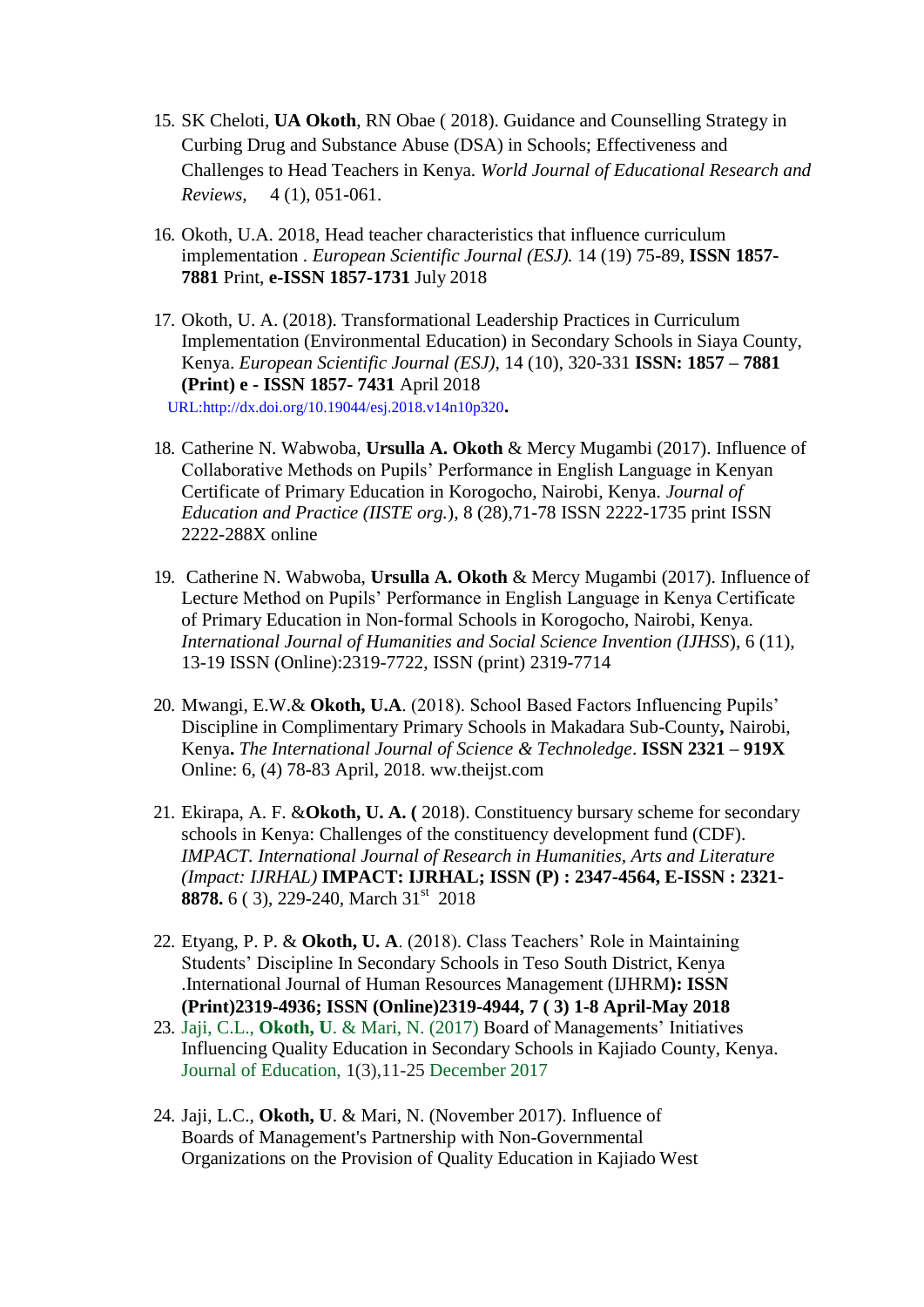15. SK Cheloti, **UA Okoth**, RN Obae ( 2018). Guidance and Counselling Strategy in Curbing Drug and Substance Abuse (DSA) in Schools; Effectiveness and Challenges to Head Teachers in Kenya. *World Journal of Educational Research and Reviews,* 4 (1), 051-061.

16. Okoth, U.A. 2018, Head teacher characteristics that influence curriculum implementation . *European Scientific Journal (ESJ).* 14 (19) 75-89, **ISSN 1857-7881** Print, **e-ISSN 1857-1731** July 2018

17. Okoth, U. A. (2018). Transformational Leadership Practices in Curriculum Implementation (Environmental Education) in Secondary Schools in Siaya County, Kenya. *European Scientific Journal (ESJ),* 14 (10), 320-331 **ISSN: 1857 – 7881 (Print) e - ISSN 1857- 7431** April 2018
URL:http://dx.doi.org/10.19044/esj.2018.v14n10p320**.**

18. Catherine N. Wabwoba, **Ursulla A. Okoth** & Mercy Mugambi (2017). Influence of Collaborative Methods on Pupils' Performance in English Language in Kenyan Certificate of Primary Education in Korogocho, Nairobi, Kenya. *Journal of Education and Practice (IISTE org.*), 8 (28),71-78 ISSN 2222-1735 print ISSN 2222-288X online

19. Catherine N. Wabwoba, **Ursulla A. Okoth** & Mercy Mugambi (2017). Influence of Lecture Method on Pupils' Performance in English Language in Kenya Certificate of Primary Education in Non-formal Schools in Korogocho, Nairobi, Kenya. *International Journal of Humanities and Social Science Invention (IJHSS*), 6 (11), 13-19 ISSN (Online):2319-7722, ISSN (print) 2319-7714

20. Mwangi, E.W.& **Okoth, U.A**. (2018). School Based Factors Influencing Pupils' Discipline in Complimentary Primary Schools in Makadara Sub-County**,** Nairobi, Kenya**.** *The International Journal of Science & Technoledge*. **ISSN 2321 – 919X** Online: 6, (4) 78-83 April, 2018. www.theijst.com

21. Ekirapa, A. F. &**Okoth, U. A. (** 2018). Constituency bursary scheme for secondary schools in Kenya: Challenges of the constituency development fund (CDF). *IMPACT. International Journal of Research in Humanities, Arts and Literature (Impact: IJRHAL)* **IMPACT: IJRHAL; ISSN (P) : 2347-4564, E-ISSN : 2321-8878.** 6 ( 3), 229-240, March 31st 2018

22. Etyang, P. P. & **Okoth, U. A**. (2018). Class Teachers' Role in Maintaining Students' Discipline In Secondary Schools in Teso South District, Kenya .International Journal of Human Resources Management (IJHRM**): ISSN (Print)2319-4936; ISSN (Online)2319-4944, 7 ( 3) 1-8 April-May 2018**

23. Jaji, C.L., **Okoth, U**. & Mari, N. (2017) Board of Managements' Initiatives Influencing Quality Education in Secondary Schools in Kajiado County, Kenya. Journal of Education, 1(3),11-25 December 2017

24. Jaji, L.C., **Okoth, U**. & Mari, N. (November 2017). Influence of Boards of Management's Partnership with Non-Governmental Organizations on the Provision of Quality Education in Kajiado West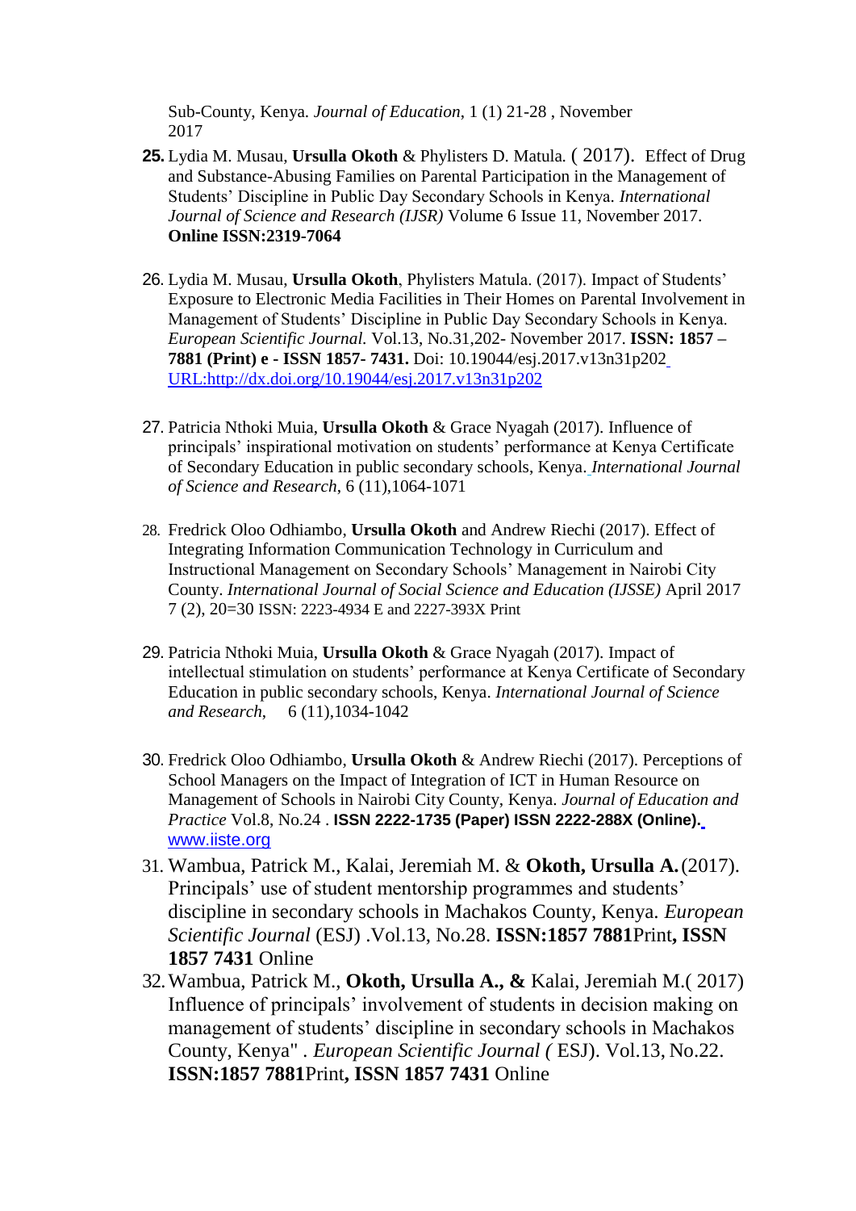Sub-County, Kenya. *Journal of Education*, 1 (1) 21-28 , November 2017

25. Lydia M. Musau, **Ursulla Okoth** & Phylisters D. Matula. ( 2017). Effect of Drug and Substance-Abusing Families on Parental Participation in the Management of Students' Discipline in Public Day Secondary Schools in Kenya. *International Journal of Science and Research (IJSR)* Volume 6 Issue 11, November 2017. **Online ISSN:2319-7064**

26. Lydia M. Musau, **Ursulla Okoth**, Phylisters Matula. (2017). Impact of Students' Exposure to Electronic Media Facilities in Their Homes on Parental Involvement in Management of Students' Discipline in Public Day Secondary Schools in Kenya. *European Scientific Journal.* Vol.13, No.31,202- November 2017. **ISSN: 1857 – 7881 (Print) e - ISSN 1857- 7431.** Doi: 10.19044/esj.2017.v13n31p202 URL:http://dx.doi.org/10.19044/esj.2017.v13n31p202

27. Patricia Nthoki Muia, **Ursulla Okoth** & Grace Nyagah (2017). Influence of principals' inspirational motivation on students' performance at Kenya Certificate of Secondary Education in public secondary schools, Kenya. *International Journal of Science and Research*, 6 (11),1064-1071

28. Fredrick Oloo Odhiambo, **Ursulla Okoth** and Andrew Riechi (2017). Effect of Integrating Information Communication Technology in Curriculum and Instructional Management on Secondary Schools' Management in Nairobi City County. *International Journal of Social Science and Education (IJSSE)* April 2017 7 (2), 20=30 ISSN: 2223-4934 E and 2227-393X Print

29. Patricia Nthoki Muia, **Ursulla Okoth** & Grace Nyagah (2017). Impact of intellectual stimulation on students' performance at Kenya Certificate of Secondary Education in public secondary schools, Kenya. *International Journal of Science and Research*, 6 (11),1034-1042

30. Fredrick Oloo Odhiambo, **Ursulla Okoth** & Andrew Riechi (2017). Perceptions of School Managers on the Impact of Integration of ICT in Human Resource on Management of Schools in Nairobi City County, Kenya. *Journal of Education and Practice* Vol.8, No.24 . **ISSN 2222-1735 (Paper) ISSN 2222-288X (Online).** www.iiste.org

31. Wambua, Patrick M., Kalai, Jeremiah M. & **Okoth, Ursulla A.** (2017). Principals' use of student mentorship programmes and students' discipline in secondary schools in Machakos County, Kenya. *European Scientific Journal* (ESJ) .Vol.13, No.28. **ISSN:1857 7881**Print**, ISSN 1857 7431** Online

32. Wambua, Patrick M., **Okoth, Ursulla A., &** Kalai, Jeremiah M.( 2017) Influence of principals' involvement of students in decision making on management of students' discipline in secondary schools in Machakos County, Kenya" . *European Scientific Journal (* ESJ). Vol.13, No.22. **ISSN:1857 7881**Print**, ISSN 1857 7431** Online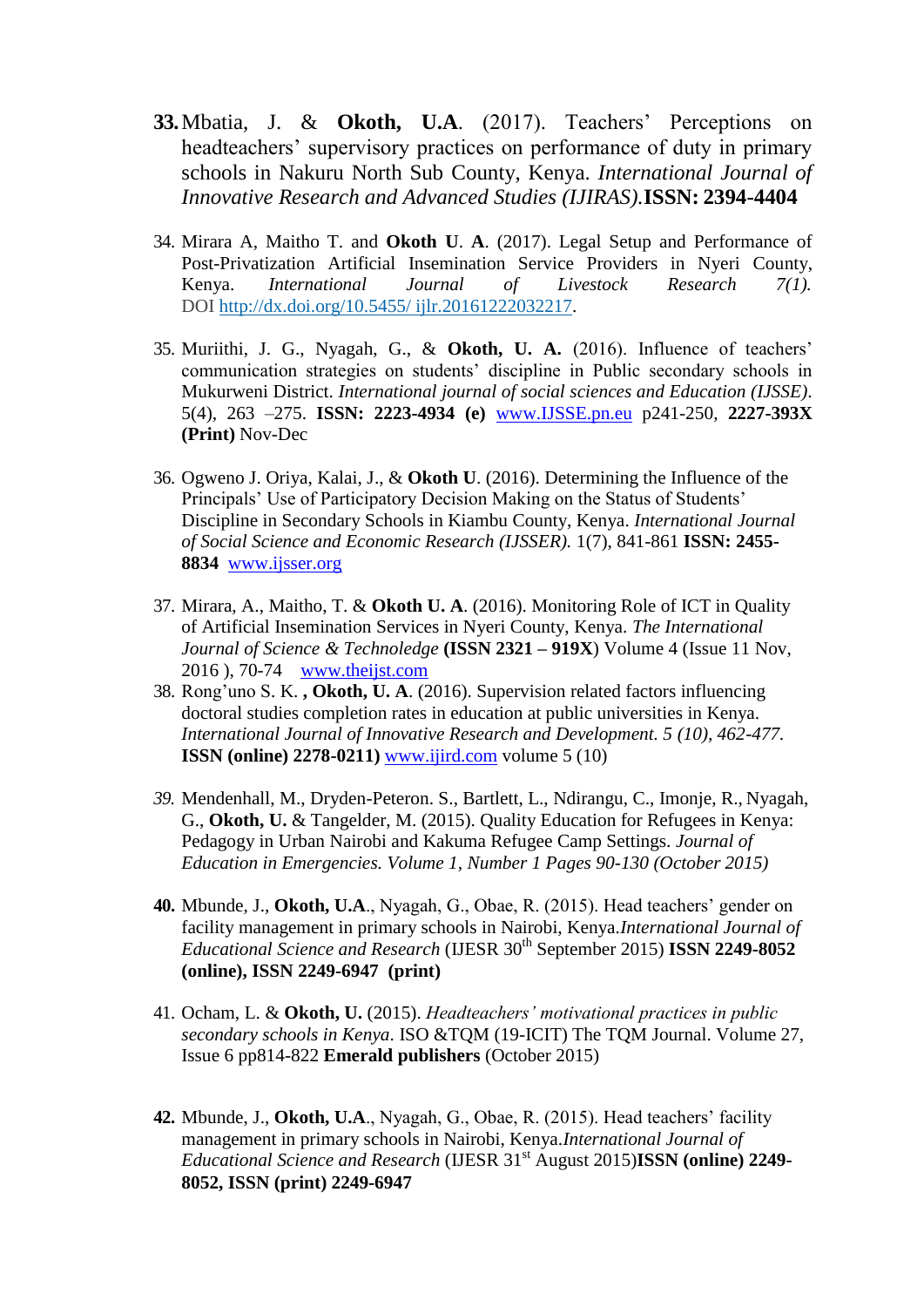**33.** Mbatia, J. & **Okoth, U.A**. (2017). Teachers' Perceptions on headteachers' supervisory practices on performance of duty in primary schools in Nakuru North Sub County, Kenya. *International Journal of Innovative Research and Advanced Studies (IJIRAS).* **ISSN: 2394-4404**

34. Mirara A, Maitho T. and **Okoth U. A**. (2017). Legal Setup and Performance of Post-Privatization Artificial Insemination Service Providers in Nyeri County, Kenya. *International Journal of Livestock Research 7(1).* DOI http://dx.doi.org/10.5455/ ijlr.20161222032217.

35. Muriithi, J. G., Nyagah, G., & **Okoth, U. A.** (2016). Influence of teachers' communication strategies on students' discipline in Public secondary schools in Mukurweni District. *International journal of social sciences and Education (IJSSE).* 5(4), 263 –275. **ISSN: 2223-4934 (e)** www.IJSSE.pn.eu p241-250, **2227-393X (Print)** Nov-Dec

36. Ogweno J. Oriya, Kalai, J., & **Okoth U**. (2016). Determining the Influence of the Principals' Use of Participatory Decision Making on the Status of Students' Discipline in Secondary Schools in Kiambu County, Kenya. *International Journal of Social Science and Economic Research (IJSSER).* 1(7), 841-861 **ISSN: 2455-8834** www.ijsser.org

37. Mirara, A., Maitho, T. & **Okoth U. A**. (2016). Monitoring Role of ICT in Quality of Artificial Insemination Services in Nyeri County, Kenya. *The International Journal of Science & Technoledge* **(ISSN 2321 – 919X)** Volume 4 (Issue 11 Nov, 2016 ), 70-74 www.theijst.com

38. Rong'uno S. K. **, Okoth, U. A**. (2016). Supervision related factors influencing doctoral studies completion rates in education at public universities in Kenya. *International Journal of Innovative Research and Development. 5 (10), 462-477.* **ISSN (online) 2278-0211)** www.ijird.com volume 5 (10)

*39.* Mendenhall, M., Dryden-Peteron. S., Bartlett, L., Ndirangu, C., Imonje, R., Nyagah, G., **Okoth, U.** & Tangelder, M. (2015). Quality Education for Refugees in Kenya: Pedagogy in Urban Nairobi and Kakuma Refugee Camp Settings. *Journal of Education in Emergencies. Volume 1, Number 1 Pages 90-130 (October 2015)*

**40.** Mbunde, J., **Okoth, U.A**., Nyagah, G., Obae, R. (2015). Head teachers' gender on facility management in primary schools in Nairobi, Kenya.*International Journal of Educational Science and Research* (IJESR 30th September 2015) **ISSN 2249-8052 (online), ISSN 2249-6947 (print)**

41. Ocham, L. & **Okoth, U.** (2015). *Headteachers' motivational practices in public secondary schools in Kenya*. ISO &TQM (19-ICIT) The TQM Journal. Volume 27, Issue 6 pp814-822 **Emerald publishers** (October 2015)

**42.** Mbunde, J., **Okoth, U.A**., Nyagah, G., Obae, R. (2015). Head teachers' facility management in primary schools in Nairobi, Kenya.*International Journal of Educational Science and Research* (IJESR 31st August 2015)**ISSN (online) 2249-8052, ISSN (print) 2249-6947**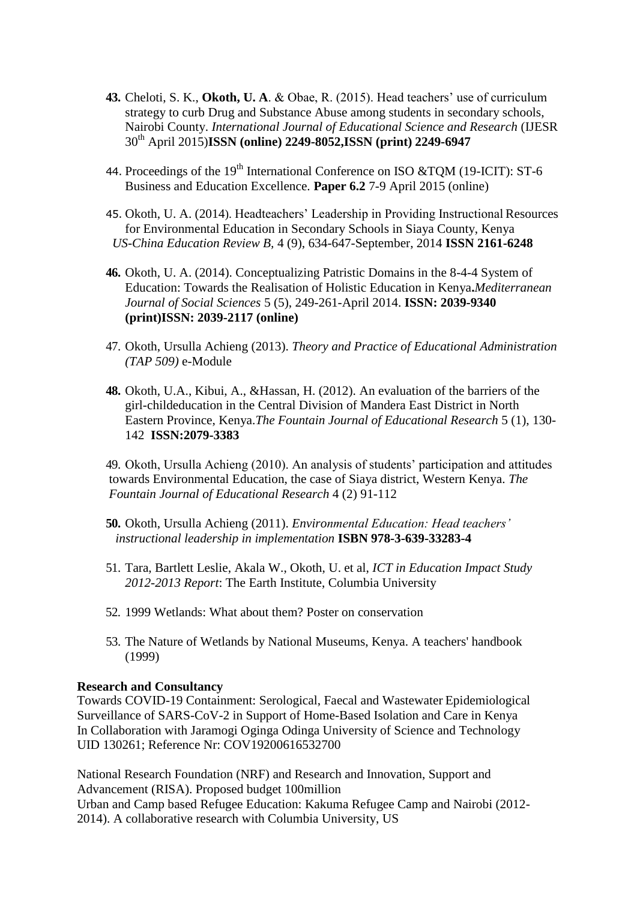**43.** Cheloti, S. K., **Okoth, U. A**. & Obae, R. (2015). Head teachers' use of curriculum strategy to curb Drug and Substance Abuse among students in secondary schools, Nairobi County. *International Journal of Educational Science and Research* (IJESR 30th April 2015)**ISSN (online) 2249-8052,ISSN (print) 2249-6947**

44. Proceedings of the 19th International Conference on ISO &TQM (19-ICIT): ST-6 Business and Education Excellence. **Paper 6.2** 7-9 April 2015 (online)

45. Okoth, U. A. (2014). Headteachers' Leadership in Providing Instructional Resources for Environmental Education in Secondary Schools in Siaya County, Kenya *US-China Education Review B,* 4 (9), 634-647-September, 2014 **ISSN 2161-6248**

**46.** Okoth, U. A. (2014). Conceptualizing Patristic Domains in the 8-4-4 System of Education: Towards the Realisation of Holistic Education in Kenya**.***Mediterranean Journal of Social Sciences* 5 (5), 249-261-April 2014. **ISSN: 2039-9340 (print)ISSN: 2039-2117 (online)**

47. Okoth, Ursulla Achieng (2013). *Theory and Practice of Educational Administration (TAP 509)* e-Module

**48.** Okoth, U.A., Kibui, A., &Hassan, H. (2012). An evaluation of the barriers of the girl-childeducation in the Central Division of Mandera East District in North Eastern Province, Kenya.*The Fountain Journal of Educational Research* 5 (1), 130-142 **ISSN:2079-3383**

49. Okoth, Ursulla Achieng (2010). An analysis of students' participation and attitudes towards Environmental Education, the case of Siaya district, Western Kenya. *The Fountain Journal of Educational Research* 4 (2) 91-112

**50.** Okoth, Ursulla Achieng (2011). *Environmental Education: Head teachers' instructional leadership in implementation* **ISBN 978-3-639-33283-4**

51. Tara, Bartlett Leslie, Akala W., Okoth, U. et al, *ICT in Education Impact Study 2012-2013 Report*: The Earth Institute, Columbia University

52. 1999 Wetlands: What about them? Poster on conservation

53. The Nature of Wetlands by National Museums, Kenya. A teachers' handbook (1999)

**Research and Consultancy**

Towards COVID-19 Containment: Serological, Faecal and Wastewater Epidemiological Surveillance of SARS-CoV-2 in Support of Home-Based Isolation and Care in Kenya In Collaboration with Jaramogi Oginga Odinga University of Science and Technology UID 130261; Reference Nr: COV19200616532700

National Research Foundation (NRF) and Research and Innovation, Support and Advancement (RISA). Proposed budget 100million
Urban and Camp based Refugee Education: Kakuma Refugee Camp and Nairobi (2012-2014). A collaborative research with Columbia University, US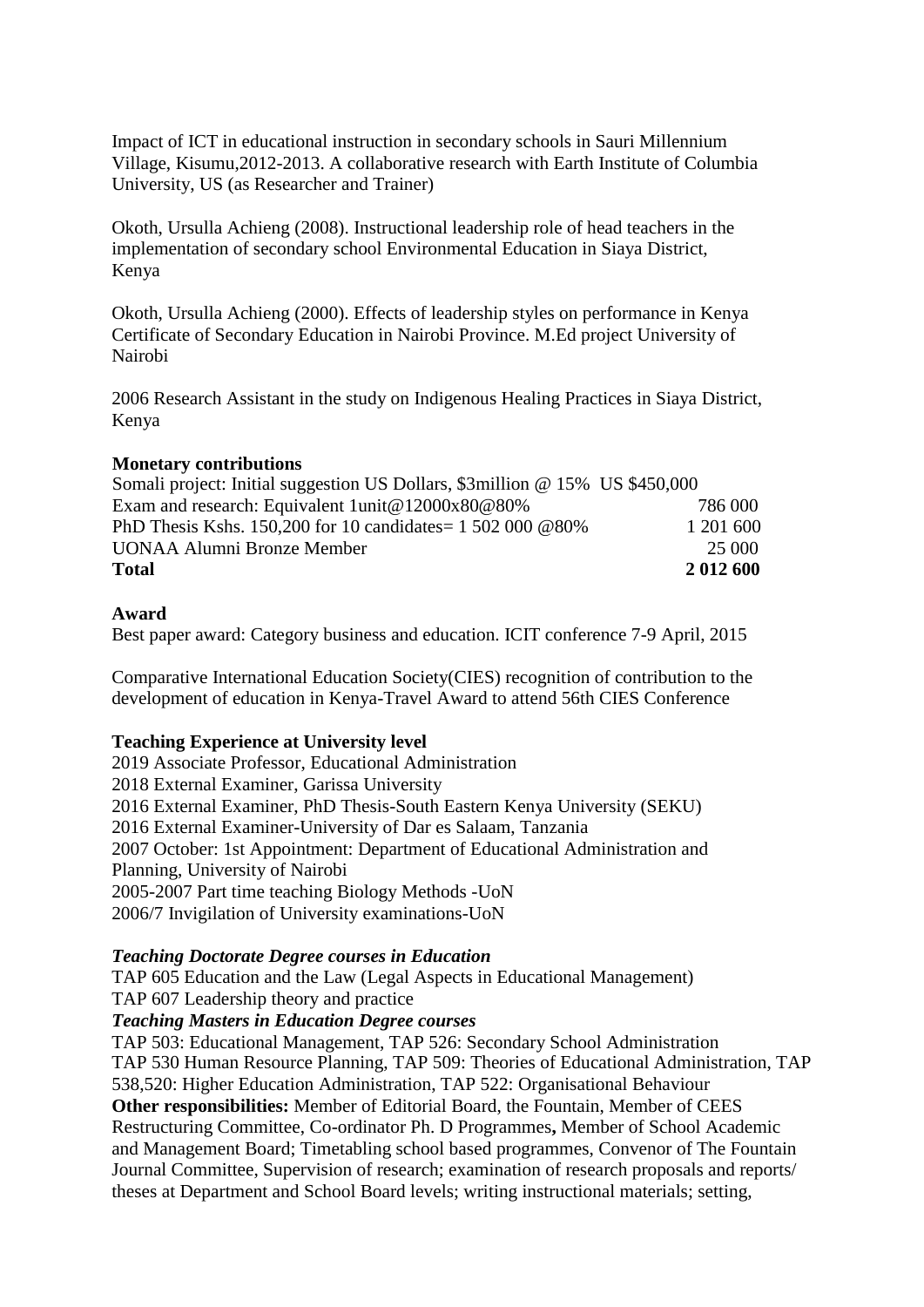Impact of ICT in educational instruction in secondary schools in Sauri Millennium Village, Kisumu,2012-2013. A collaborative research with Earth Institute of Columbia University, US (as Researcher and Trainer)

Okoth, Ursulla Achieng (2008). Instructional leadership role of head teachers in the implementation of secondary school Environmental Education in Siaya District, Kenya

Okoth, Ursulla Achieng (2000). Effects of leadership styles on performance in Kenya Certificate of Secondary Education in Nairobi Province. M.Ed project University of Nairobi

2006 Research Assistant in the study on Indigenous Healing Practices in Siaya District, Kenya

**Monetary contributions**

| | |
|---|---|
| Somali project: Initial suggestion US Dollars, $3million @ 15% US $450,000 | |
| Exam and research: Equivalent 1unit@12000x80@80% | 786 000 |
| PhD Thesis Kshs. 150,200 for 10 candidates= 1 502 000 @80% | 1 201 600 |
| UONAA Alumni Bronze Member | 25 000 |
| **Total** | **2 012 600** |

**Award**

Best paper award: Category business and education. ICIT conference 7-9 April, 2015

Comparative International Education Society(CIES) recognition of contribution to the development of education in Kenya-Travel Award to attend 56th CIES Conference

**Teaching Experience at University level**

2019 Associate Professor, Educational Administration
2018 External Examiner, Garissa University
2016 External Examiner, PhD Thesis-South Eastern Kenya University (SEKU)
2016 External Examiner-University of Dar es Salaam, Tanzania
2007 October: 1st Appointment: Department of Educational Administration and Planning, University of Nairobi
2005-2007 Part time teaching Biology Methods -UoN
2006/7 Invigilation of University examinations-UoN

***Teaching Doctorate Degree courses in Education***

TAP 605 Education and the Law (Legal Aspects in Educational Management)
TAP 607 Leadership theory and practice

***Teaching Masters in Education Degree courses***

TAP 503: Educational Management, TAP 526: Secondary School Administration
TAP 530 Human Resource Planning, TAP 509: Theories of Educational Administration, TAP 538,520: Higher Education Administration, TAP 522: Organisational Behaviour

**Other responsibilities:** Member of Editorial Board, the Fountain, Member of CEES Restructuring Committee, Co-ordinator Ph. D Programmes**,** Member of School Academic and Management Board; Timetabling school based programmes, Convenor of The Fountain Journal Committee, Supervision of research; examination of research proposals and reports/ theses at Department and School Board levels; writing instructional materials; setting,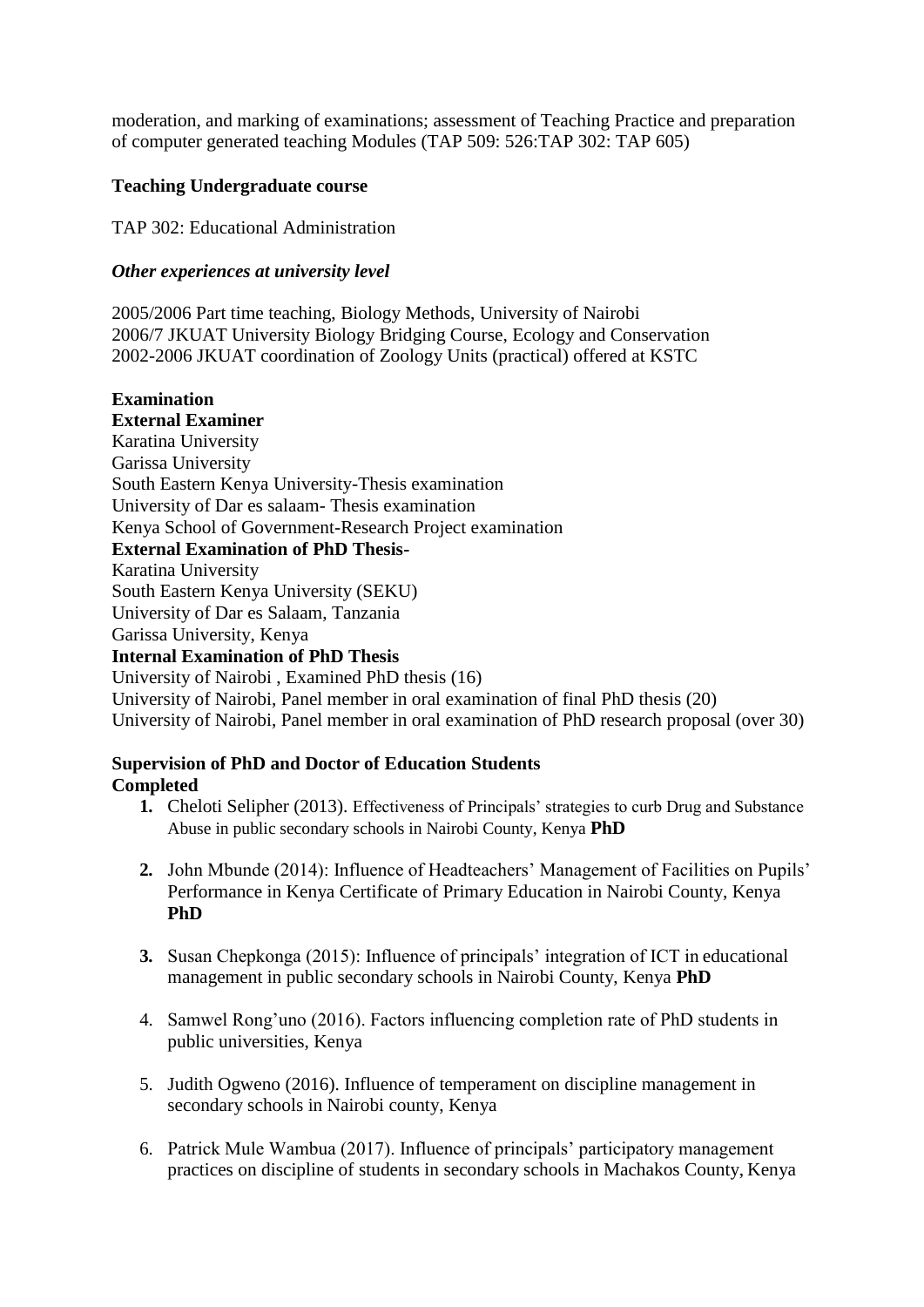moderation, and marking of examinations; assessment of Teaching Practice and preparation of computer generated teaching Modules (TAP 509: 526:TAP 302: TAP 605)

**Teaching Undergraduate course**

TAP 302: Educational Administration

***Other experiences at university level***

2005/2006 Part time teaching, Biology Methods, University of Nairobi
2006/7 JKUAT University Biology Bridging Course, Ecology and Conservation
2002-2006 JKUAT coordination of Zoology Units (practical) offered at KSTC

**Examination**
**External Examiner**
Karatina University
Garissa University
South Eastern Kenya University-Thesis examination
University of Dar es salaam- Thesis examination
Kenya School of Government-Research Project examination
**External Examination of PhD Thesis-**
Karatina University
South Eastern Kenya University (SEKU)
University of Dar es Salaam, Tanzania
Garissa University, Kenya
**Internal Examination of PhD Thesis**
University of Nairobi , Examined PhD thesis (16)
University of Nairobi, Panel member in oral examination of final PhD thesis (20)
University of Nairobi, Panel member in oral examination of PhD research proposal (over 30)

**Supervision of PhD and Doctor of Education Students**
**Completed**

1. Cheloti Selipher (2013). Effectiveness of Principals' strategies to curb Drug and Substance Abuse in public secondary schools in Nairobi County, Kenya **PhD**

2. John Mbunde (2014): Influence of Headteachers' Management of Facilities on Pupils' Performance in Kenya Certificate of Primary Education in Nairobi County, Kenya **PhD**

3. Susan Chepkonga (2015): Influence of principals' integration of ICT in educational management in public secondary schools in Nairobi County, Kenya **PhD**

4. Samwel Rong'uno (2016). Factors influencing completion rate of PhD students in public universities, Kenya

5. Judith Ogweno (2016). Influence of temperament on discipline management in secondary schools in Nairobi county, Kenya

6. Patrick Mule Wambua (2017). Influence of principals' participatory management practices on discipline of students in secondary schools in Machakos County, Kenya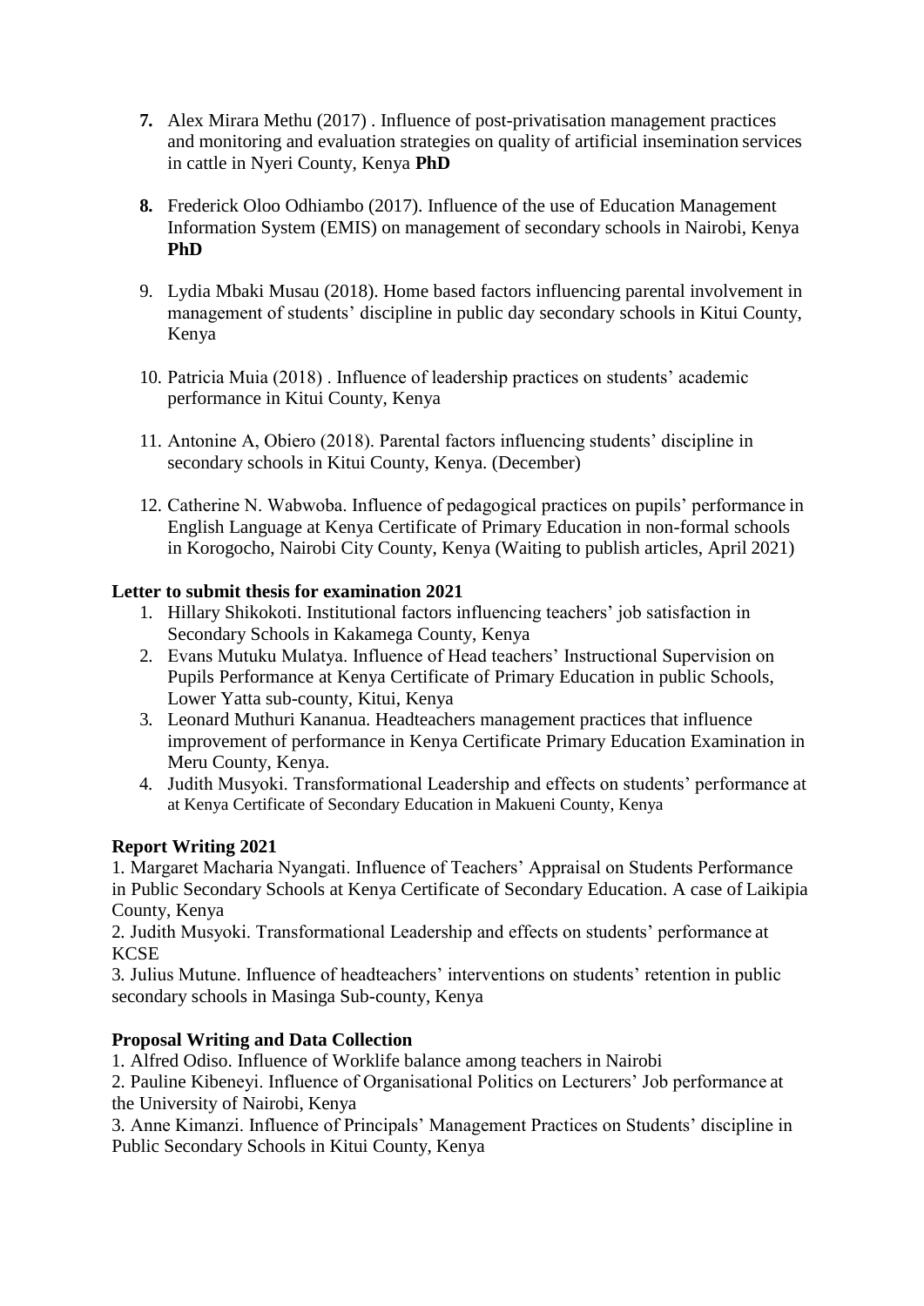7. Alex Mirara Methu (2017) . Influence of post-privatisation management practices and monitoring and evaluation strategies on quality of artificial insemination services in cattle in Nyeri County, Kenya **PhD**

8. Frederick Oloo Odhiambo (2017). Influence of the use of Education Management Information System (EMIS) on management of secondary schools in Nairobi, Kenya **PhD**

9. Lydia Mbaki Musau (2018). Home based factors influencing parental involvement in management of students' discipline in public day secondary schools in Kitui County, Kenya

10. Patricia Muia (2018) . Influence of leadership practices on students' academic performance in Kitui County, Kenya

11. Antonine A, Obiero (2018). Parental factors influencing students' discipline in secondary schools in Kitui County, Kenya. (December)

12. Catherine N. Wabwoba. Influence of pedagogical practices on pupils' performance in English Language at Kenya Certificate of Primary Education in non-formal schools in Korogocho, Nairobi City County, Kenya (Waiting to publish articles, April 2021)

**Letter to submit thesis for examination 2021**

1. Hillary Shikokoti. Institutional factors influencing teachers' job satisfaction in Secondary Schools in Kakamega County, Kenya
2. Evans Mutuku Mulatya. Influence of Head teachers' Instructional Supervision on Pupils Performance at Kenya Certificate of Primary Education in public Schools, Lower Yatta sub-county, Kitui, Kenya
3. Leonard Muthuri Kananua. Headteachers management practices that influence improvement of performance in Kenya Certificate Primary Education Examination in Meru County, Kenya.
4. Judith Musyoki. Transformational Leadership and effects on students' performance at at Kenya Certificate of Secondary Education in Makueni County, Kenya

**Report Writing 2021**

1. Margaret Macharia Nyangati. Influence of Teachers' Appraisal on Students Performance in Public Secondary Schools at Kenya Certificate of Secondary Education. A case of Laikipia County, Kenya
2. Judith Musyoki. Transformational Leadership and effects on students' performance at KCSE
3. Julius Mutune. Influence of headteachers' interventions on students' retention in public secondary schools in Masinga Sub-county, Kenya

**Proposal Writing and Data Collection**

1. Alfred Odiso. Influence of Worklife balance among teachers in Nairobi
2. Pauline Kibeneyi. Influence of Organisational Politics on Lecturers' Job performance at the University of Nairobi, Kenya
3. Anne Kimanzi. Influence of Principals' Management Practices on Students' discipline in Public Secondary Schools in Kitui County, Kenya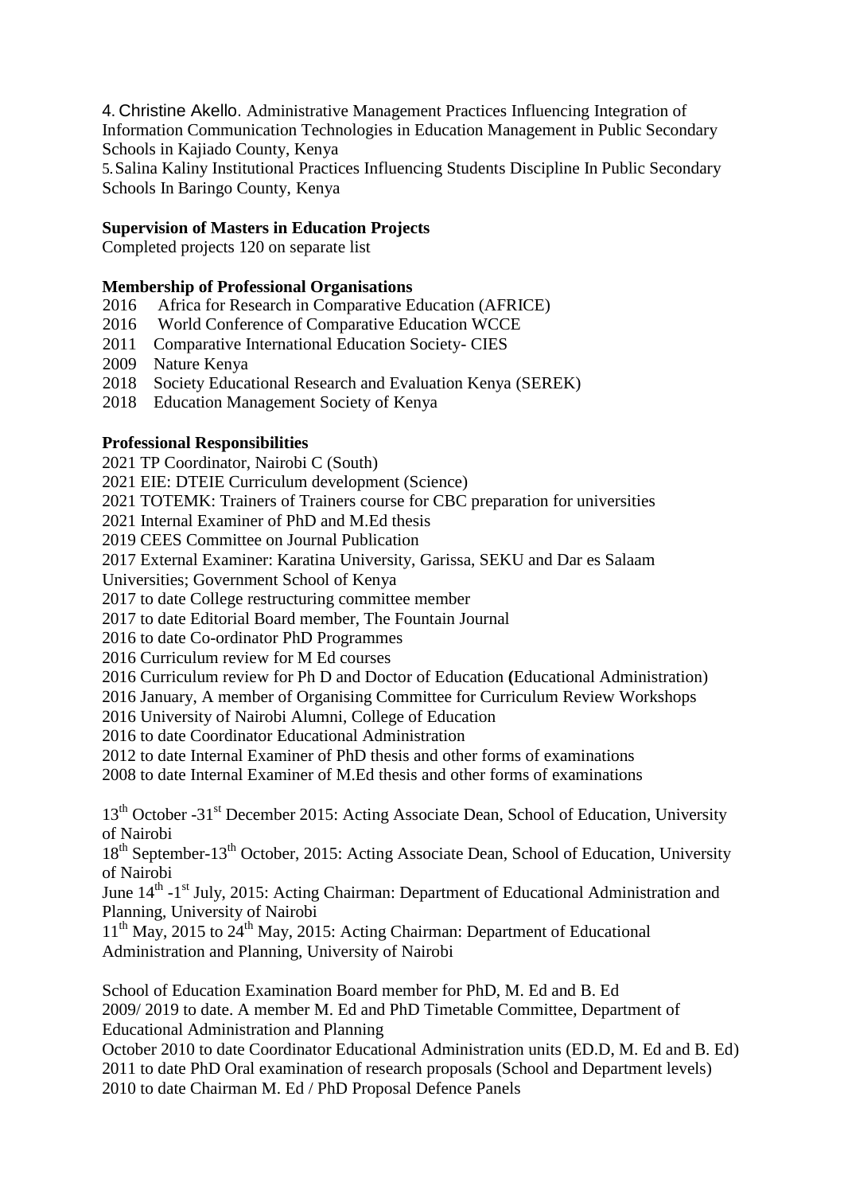4. Christine Akello. Administrative Management Practices Influencing Integration of Information Communication Technologies in Education Management in Public Secondary Schools in Kajiado County, Kenya

5. Salina Kaliny Institutional Practices Influencing Students Discipline In Public Secondary Schools In Baringo County, Kenya

**Supervision of Masters in Education Projects**

Completed projects 120 on separate list

**Membership of Professional Organisations**

2016 Africa for Research in Comparative Education (AFRICE)
2016 World Conference of Comparative Education WCCE
2011 Comparative International Education Society- CIES
2009 Nature Kenya
2018 Society Educational Research and Evaluation Kenya (SEREK)
2018 Education Management Society of Kenya

**Professional Responsibilities**

2021 TP Coordinator, Nairobi C (South)
2021 EIE: DTEIE Curriculum development (Science)
2021 TOTEMK: Trainers of Trainers course for CBC preparation for universities
2021 Internal Examiner of PhD and M.Ed thesis
2019 CEES Committee on Journal Publication
2017 External Examiner: Karatina University, Garissa, SEKU and Dar es Salaam Universities; Government School of Kenya
2017 to date College restructuring committee member
2017 to date Editorial Board member, The Fountain Journal
2016 to date Co-ordinator PhD Programmes
2016 Curriculum review for M Ed courses
2016 Curriculum review for Ph D and Doctor of Education **(**Educational Administration)
2016 January, A member of Organising Committee for Curriculum Review Workshops
2016 University of Nairobi Alumni, College of Education
2016 to date Coordinator Educational Administration
2012 to date Internal Examiner of PhD thesis and other forms of examinations
2008 to date Internal Examiner of M.Ed thesis and other forms of examinations

13th October -31st December 2015: Acting Associate Dean, School of Education, University of Nairobi
18th September-13th October, 2015: Acting Associate Dean, School of Education, University of Nairobi
June 14th -1st July, 2015: Acting Chairman: Department of Educational Administration and Planning, University of Nairobi
11th May, 2015 to 24th May, 2015: Acting Chairman: Department of Educational Administration and Planning, University of Nairobi

School of Education Examination Board member for PhD, M. Ed and B. Ed
2009/ 2019 to date. A member M. Ed and PhD Timetable Committee, Department of Educational Administration and Planning
October 2010 to date Coordinator Educational Administration units (ED.D, M. Ed and B. Ed)
2011 to date PhD Oral examination of research proposals (School and Department levels)
2010 to date Chairman M. Ed / PhD Proposal Defence Panels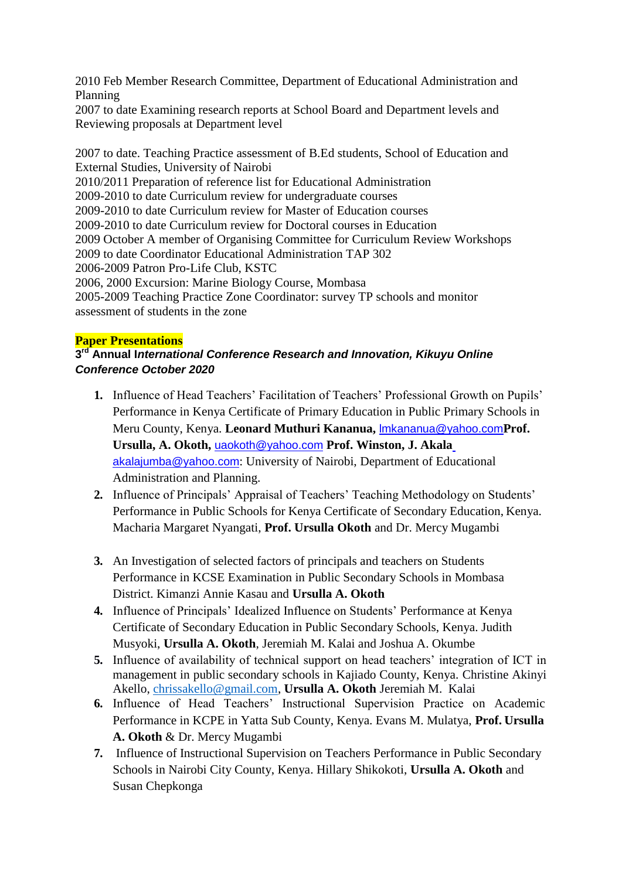2010 Feb Member Research Committee, Department of Educational Administration and Planning
2007 to date Examining research reports at School Board and Department levels and Reviewing proposals at Department level

2007 to date. Teaching Practice assessment of B.Ed students, School of Education and External Studies, University of Nairobi
2010/2011 Preparation of reference list for Educational Administration
2009-2010 to date Curriculum review for undergraduate courses
2009-2010 to date Curriculum review for Master of Education courses
2009-2010 to date Curriculum review for Doctoral courses in Education
2009 October A member of Organising Committee for Curriculum Review Workshops
2009 to date Coordinator Educational Administration TAP 302
2006-2009 Patron Pro-Life Club, KSTC
2006, 2000 Excursion: Marine Biology Course, Mombasa
2005-2009 Teaching Practice Zone Coordinator: survey TP schools and monitor assessment of students in the zone

**Paper Presentations**

***3rd Annual International Conference Research and Innovation, Kikuyu Online Conference October 2020***

1. Influence of Head Teachers' Facilitation of Teachers' Professional Growth on Pupils' Performance in Kenya Certificate of Primary Education in Public Primary Schools in Meru County, Kenya. **Leonard Muthuri Kananua,** lmkananua@yahoo.com**Prof. Ursulla, A. Okoth,** uaokoth@yahoo.com **Prof. Winston, J. Akala** akalajumba@yahoo.com: University of Nairobi, Department of Educational Administration and Planning.
2. Influence of Principals' Appraisal of Teachers' Teaching Methodology on Students' Performance in Public Schools for Kenya Certificate of Secondary Education, Kenya. Macharia Margaret Nyangati, **Prof. Ursulla Okoth** and Dr. Mercy Mugambi
3. An Investigation of selected factors of principals and teachers on Students Performance in KCSE Examination in Public Secondary Schools in Mombasa District. Kimanzi Annie Kasau and **Ursulla A. Okoth**
4. Influence of Principals' Idealized Influence on Students' Performance at Kenya Certificate of Secondary Education in Public Secondary Schools, Kenya. Judith Musyoki, **Ursulla A. Okoth**, Jeremiah M. Kalai and Joshua A. Okumbe
5. Influence of availability of technical support on head teachers' integration of ICT in management in public secondary schools in Kajiado County, Kenya. Christine Akinyi Akello, chrissakello@gmail.com, **Ursulla A. Okoth** Jeremiah M. Kalai
6. Influence of Head Teachers' Instructional Supervision Practice on Academic Performance in KCPE in Yatta Sub County, Kenya. Evans M. Mulatya, **Prof. Ursulla A. Okoth** & Dr. Mercy Mugambi
7. Influence of Instructional Supervision on Teachers Performance in Public Secondary Schools in Nairobi City County, Kenya. Hillary Shikokoti, **Ursulla A. Okoth** and Susan Chepkonga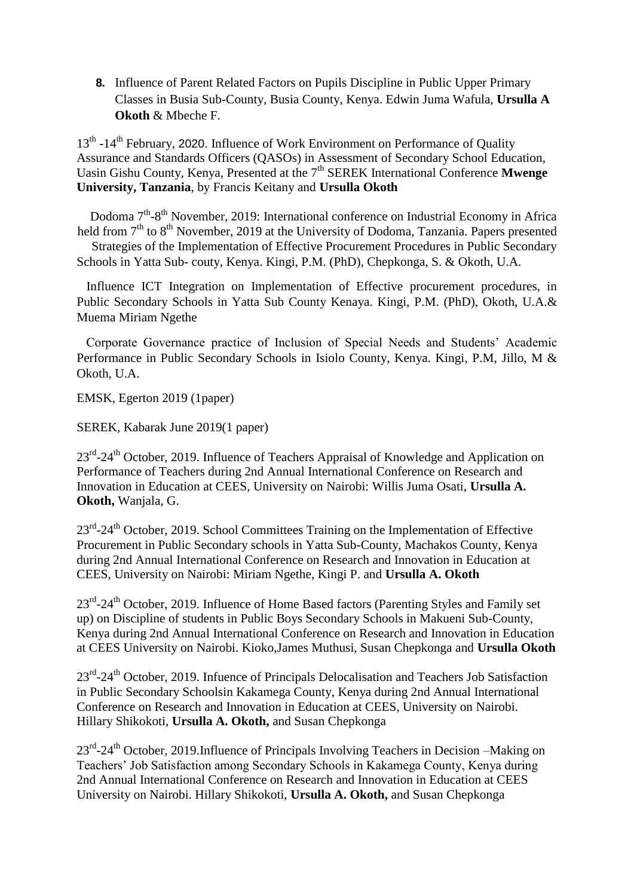8. Influence of Parent Related Factors on Pupils Discipline in Public Upper Primary Classes in Busia Sub-County, Busia County, Kenya. Edwin Juma Wafula, **Ursulla A Okoth** & Mbeche F.

13th -14th February, 2020. Influence of Work Environment on Performance of Quality Assurance and Standards Officers (QASOs) in Assessment of Secondary School Education, Uasin Gishu County, Kenya, Presented at the 7th SEREK International Conference **Mwenge University, Tanzania**, by Francis Keitany and **Ursulla Okoth**

Dodoma 7th-8th November, 2019: International conference on Industrial Economy in Africa held from 7th to 8th November, 2019 at the University of Dodoma, Tanzania. Papers presented

Strategies of the Implementation of Effective Procurement Procedures in Public Secondary Schools in Yatta Sub- couty, Kenya. Kingi, P.M. (PhD), Chepkonga, S. & Okoth, U.A.

Influence ICT Integration on Implementation of Effective procurement procedures, in Public Secondary Schools in Yatta Sub County Kenaya. Kingi, P.M. (PhD), Okoth, U.A.& Muema Miriam Ngethe

Corporate Governance practice of Inclusion of Special Needs and Students' Academic Performance in Public Secondary Schools in Isiolo County, Kenya. Kingi, P.M, Jillo, M & Okoth, U.A.

EMSK, Egerton 2019 (1paper)

SEREK, Kabarak June 2019(1 paper)

23rd-24th October, 2019. Influence of Teachers Appraisal of Knowledge and Application on Performance of Teachers during 2nd Annual International Conference on Research and Innovation in Education at CEES, University on Nairobi: Willis Juma Osati, **Ursulla A. Okoth,** Wanjala, G.

23rd-24th October, 2019. School Committees Training on the Implementation of Effective Procurement in Public Secondary schools in Yatta Sub-County, Machakos County, Kenya during 2nd Annual International Conference on Research and Innovation in Education at CEES, University on Nairobi: Miriam Ngethe, Kingi P. and **Ursulla A. Okoth**

23rd-24th October, 2019. Influence of Home Based factors (Parenting Styles and Family set up) on Discipline of students in Public Boys Secondary Schools in Makueni Sub-County, Kenya during 2nd Annual International Conference on Research and Innovation in Education at CEES University on Nairobi. Kioko,James Muthusi, Susan Chepkonga and **Ursulla Okoth**

23rd-24th October, 2019. Infuence of Principals Delocalisation and Teachers Job Satisfaction in Public Secondary Schoolsin Kakamega County, Kenya during 2nd Annual International Conference on Research and Innovation in Education at CEES, University on Nairobi. Hillary Shikokoti, **Ursulla A. Okoth,** and Susan Chepkonga

23rd-24th October, 2019.Influence of Principals Involving Teachers in Decision –Making on Teachers' Job Satisfaction among Secondary Schools in Kakamega County, Kenya during 2nd Annual International Conference on Research and Innovation in Education at CEES University on Nairobi. Hillary Shikokoti, **Ursulla A. Okoth,** and Susan Chepkonga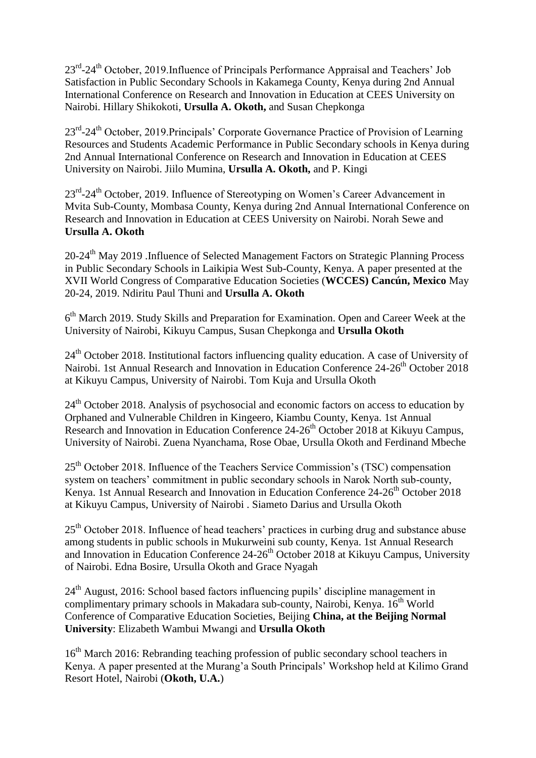23[rd]-24[th] October, 2019.Influence of Principals Performance Appraisal and Teachers' Job Satisfaction in Public Secondary Schools in Kakamega County, Kenya during 2nd Annual International Conference on Research and Innovation in Education at CEES University on Nairobi. Hillary Shikokoti, **Ursulla A. Okoth,** and Susan Chepkonga

23[rd]-24[th] October, 2019.Principals' Corporate Governance Practice of Provision of Learning Resources and Students Academic Performance in Public Secondary schools in Kenya during 2nd Annual International Conference on Research and Innovation in Education at CEES University on Nairobi. Jiilo Mumina, **Ursulla A. Okoth,** and P. Kingi

23[rd]-24[th] October, 2019. Influence of Stereotyping on Women's Career Advancement in Mvita Sub-County, Mombasa County, Kenya during 2nd Annual International Conference on Research and Innovation in Education at CEES University on Nairobi. Norah Sewe and **Ursulla A. Okoth**

20-24[th] May 2019 .Influence of Selected Management Factors on Strategic Planning Process in Public Secondary Schools in Laikipia West Sub-County, Kenya. A paper presented at the XVII World Congress of Comparative Education Societies (**WCCES) Cancún, Mexico** May 20-24, 2019. Ndiritu Paul Thuni and **Ursulla A. Okoth**

6[th] March 2019. Study Skills and Preparation for Examination. Open and Career Week at the University of Nairobi, Kikuyu Campus, Susan Chepkonga and **Ursulla Okoth**

24[th] October 2018. Institutional factors influencing quality education. A case of University of Nairobi. 1st Annual Research and Innovation in Education Conference 24-26[th] October 2018 at Kikuyu Campus, University of Nairobi. Tom Kuja and Ursulla Okoth

24[th] October 2018. Analysis of psychosocial and economic factors on access to education by Orphaned and Vulnerable Children in Kingeero, Kiambu County, Kenya. 1st Annual Research and Innovation in Education Conference 24-26[th] October 2018 at Kikuyu Campus, University of Nairobi. Zuena Nyanchama, Rose Obae, Ursulla Okoth and Ferdinand Mbeche

25[th] October 2018. Influence of the Teachers Service Commission's (TSC) compensation system on teachers' commitment in public secondary schools in Narok North sub-county, Kenya. 1st Annual Research and Innovation in Education Conference 24-26[th] October 2018 at Kikuyu Campus, University of Nairobi . Siameto Darius and Ursulla Okoth

25[th] October 2018. Influence of head teachers' practices in curbing drug and substance abuse among students in public schools in Mukurweini sub county, Kenya. 1st Annual Research and Innovation in Education Conference 24-26[th] October 2018 at Kikuyu Campus, University of Nairobi. Edna Bosire, Ursulla Okoth and Grace Nyagah

24[th] August, 2016: School based factors influencing pupils' discipline management in complimentary primary schools in Makadara sub-county, Nairobi, Kenya. 16[th] World Conference of Comparative Education Societies, Beijing **China, at the Beijing Normal University**: Elizabeth Wambui Mwangi and **Ursulla Okoth**

16[th] March 2016: Rebranding teaching profession of public secondary school teachers in Kenya. A paper presented at the Murang'a South Principals' Workshop held at Kilimo Grand Resort Hotel, Nairobi (**Okoth, U.A.**)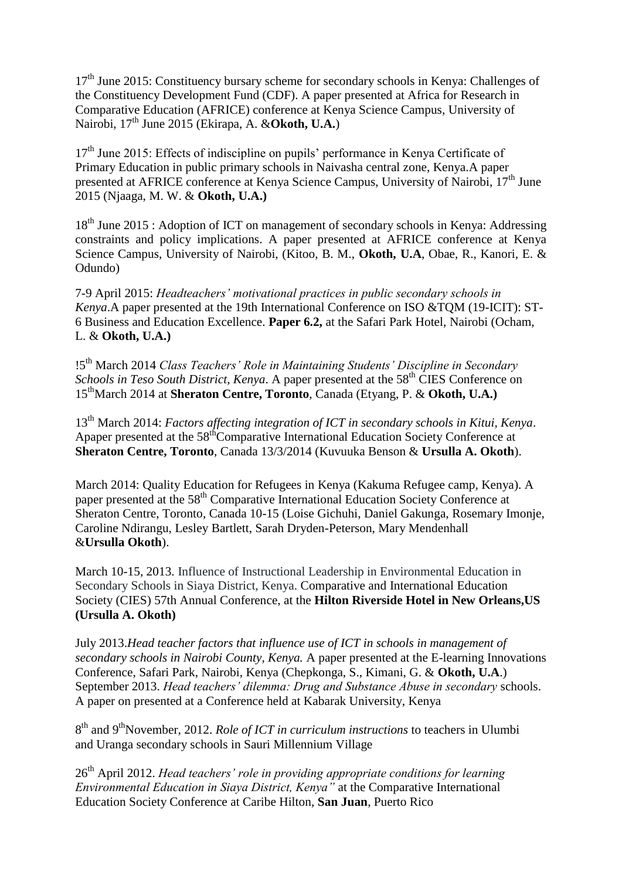17th June 2015: Constituency bursary scheme for secondary schools in Kenya: Challenges of the Constituency Development Fund (CDF). A paper presented at Africa for Research in Comparative Education (AFRICE) conference at Kenya Science Campus, University of Nairobi, 17th June 2015 (Ekirapa, A. &**Okoth, U.A.**)

17th June 2015: Effects of indiscipline on pupils' performance in Kenya Certificate of Primary Education in public primary schools in Naivasha central zone, Kenya.A paper presented at AFRICE conference at Kenya Science Campus, University of Nairobi, 17th June 2015 (Njaaga, M. W. & **Okoth, U.A.)**

18th June 2015 : Adoption of ICT on management of secondary schools in Kenya: Addressing constraints and policy implications. A paper presented at AFRICE conference at Kenya Science Campus, University of Nairobi, (Kitoo, B. M., **Okoth, U.A**, Obae, R., Kanori, E. & Odundo)

7-9 April 2015: *Headteachers' motivational practices in public secondary schools in Kenya*.A paper presented at the 19th International Conference on ISO &TQM (19-ICIT): ST-6 Business and Education Excellence. **Paper 6.2,** at the Safari Park Hotel, Nairobi (Ocham, L. & **Okoth, U.A.)**

!5th March 2014 *Class Teachers' Role in Maintaining Students' Discipline in Secondary Schools in Teso South District, Kenya*. A paper presented at the 58th CIES Conference on 15thMarch 2014 at **Sheraton Centre, Toronto**, Canada (Etyang, P. & **Okoth, U.A.)**

13th March 2014: *Factors affecting integration of ICT in secondary schools in Kitui, Kenya*. Apaper presented at the 58thComparative International Education Society Conference at **Sheraton Centre, Toronto**, Canada 13/3/2014 (Kuvuuka Benson & **Ursulla A. Okoth**).

March 2014: Quality Education for Refugees in Kenya (Kakuma Refugee camp, Kenya). A paper presented at the 58th Comparative International Education Society Conference at Sheraton Centre, Toronto, Canada 10-15 (Loise Gichuhi, Daniel Gakunga, Rosemary Imonje, Caroline Ndirangu, Lesley Bartlett, Sarah Dryden-Peterson, Mary Mendenhall &**Ursulla Okoth**).

March 10-15, 2013. Influence of Instructional Leadership in Environmental Education in Secondary Schools in Siaya District, Kenya. Comparative and International Education Society (CIES) 57th Annual Conference, at the **Hilton Riverside Hotel in New Orleans,US (Ursulla A. Okoth)**

July 2013.*Head teacher factors that influence use of ICT in schools in management of secondary schools in Nairobi County, Kenya.* A paper presented at the E-learning Innovations Conference, Safari Park, Nairobi, Kenya (Chepkonga, S., Kimani, G. & **Okoth, U.A**.)
September 2013. *Head teachers' dilemma: Drug and Substance Abuse in secondary* schools. A paper on presented at a Conference held at Kabarak University, Kenya

8th and 9thNovember, 2012. *Role of ICT in curriculum instructions* to teachers in Ulumbi and Uranga secondary schools in Sauri Millennium Village

26th April 2012. *Head teachers' role in providing appropriate conditions for learning Environmental Education in Siaya District, Kenya"* at the Comparative International Education Society Conference at Caribe Hilton, **San Juan**, Puerto Rico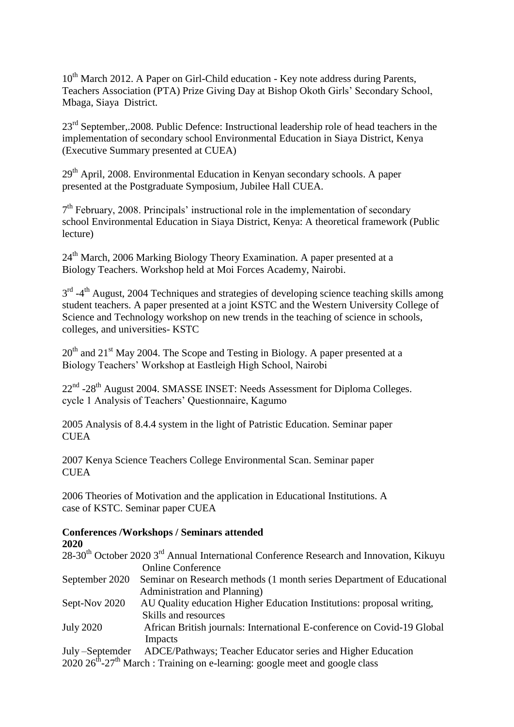10th March 2012. A Paper on Girl-Child education - Key note address during Parents, Teachers Association (PTA) Prize Giving Day at Bishop Okoth Girls' Secondary School, Mbaga, Siaya District.

23rd September,.2008. Public Defence: Instructional leadership role of head teachers in the implementation of secondary school Environmental Education in Siaya District, Kenya (Executive Summary presented at CUEA)

29th April, 2008. Environmental Education in Kenyan secondary schools. A paper presented at the Postgraduate Symposium, Jubilee Hall CUEA.

7th February, 2008. Principals' instructional role in the implementation of secondary school Environmental Education in Siaya District, Kenya: A theoretical framework (Public lecture)

24th March, 2006 Marking Biology Theory Examination. A paper presented at a Biology Teachers. Workshop held at Moi Forces Academy, Nairobi.

3rd -4th August, 2004 Techniques and strategies of developing science teaching skills among student teachers. A paper presented at a joint KSTC and the Western University College of Science and Technology workshop on new trends in the teaching of science in schools, colleges, and universities- KSTC

20th and 21st May 2004. The Scope and Testing in Biology. A paper presented at a Biology Teachers' Workshop at Eastleigh High School, Nairobi

22nd -28th August 2004. SMASSE INSET: Needs Assessment for Diploma Colleges. cycle 1 Analysis of Teachers' Questionnaire, Kagumo

2005 Analysis of 8.4.4 system in the light of Patristic Education. Seminar paper CUEA

2007 Kenya Science Teachers College Environmental Scan. Seminar paper CUEA

2006 Theories of Motivation and the application in Educational Institutions. A case of KSTC. Seminar paper CUEA

**Conferences /Workshops / Seminars attended**

**2020**

28-30th October 2020 3rd Annual International Conference Research and Innovation, Kikuyu Online Conference

September 2020 Seminar on Research methods (1 month series Department of Educational Administration and Planning)

Sept-Nov 2020 AU Quality education Higher Education Institutions: proposal writing, Skills and resources

July 2020 African British journals: International E-conference on Covid-19 Global Impacts

July –Septemder ADCE/Pathways; Teacher Educator series and Higher Education

2020 26th-27th March : Training on e-learning: google meet and google class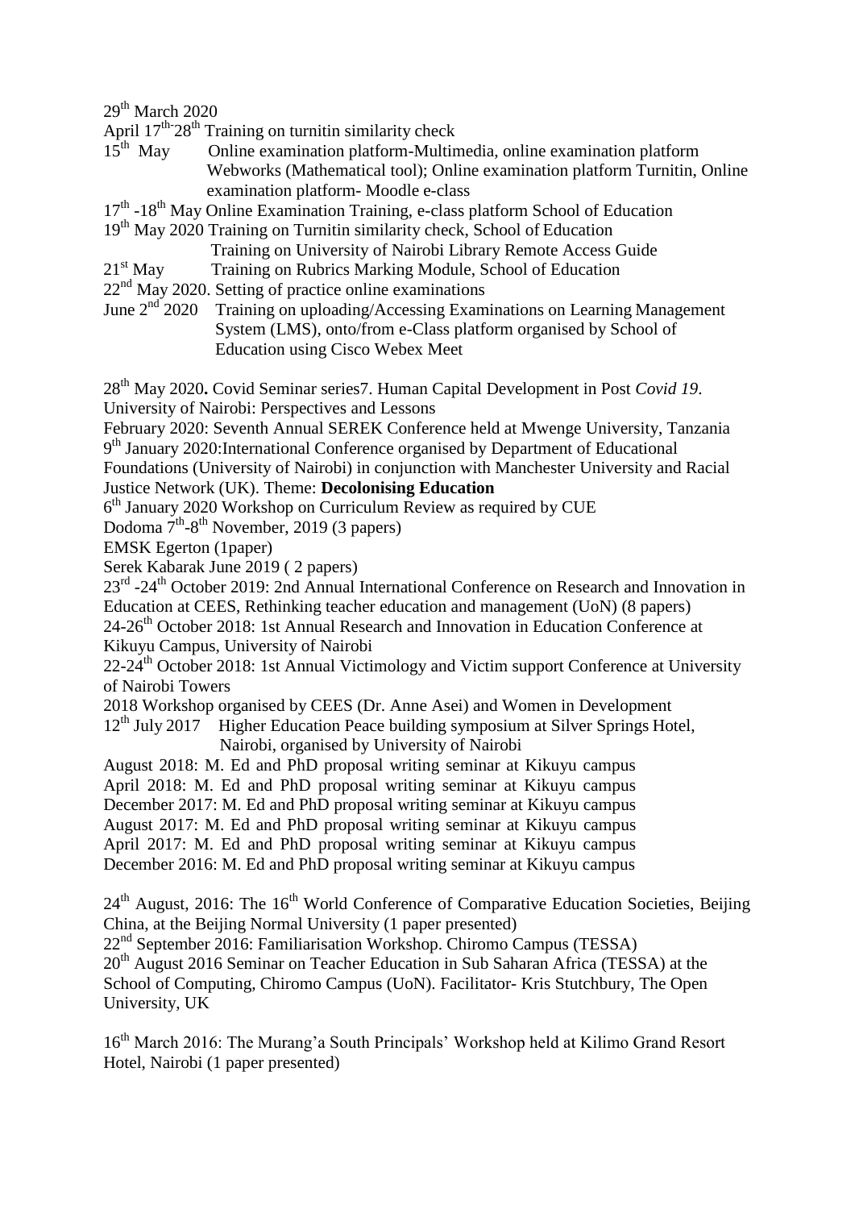29th March 2020

April 17th-28th Training on turnitin similarity check

15th May Online examination platform-Multimedia, online examination platform Webworks (Mathematical tool); Online examination platform Turnitin, Online examination platform- Moodle e-class

17th -18th May Online Examination Training, e-class platform School of Education

19th May 2020 Training on Turnitin similarity check, School of Education
Training on University of Nairobi Library Remote Access Guide

21st May Training on Rubrics Marking Module, School of Education

22nd May 2020. Setting of practice online examinations

June 2nd 2020 Training on uploading/Accessing Examinations on Learning Management System (LMS), onto/from e-Class platform organised by School of Education using Cisco Webex Meet

28th May 2020**.** Covid Seminar series7. Human Capital Development in Post *Covid 19*. University of Nairobi: Perspectives and Lessons

February 2020: Seventh Annual SEREK Conference held at Mwenge University, Tanzania

9th January 2020:International Conference organised by Department of Educational Foundations (University of Nairobi) in conjunction with Manchester University and Racial Justice Network (UK). Theme: **Decolonising Education**

6th January 2020 Workshop on Curriculum Review as required by CUE

Dodoma 7th-8th November, 2019 (3 papers)

EMSK Egerton (1paper)

Serek Kabarak June 2019 ( 2 papers)

23rd -24th October 2019: 2nd Annual International Conference on Research and Innovation in Education at CEES, Rethinking teacher education and management (UoN) (8 papers)

24-26th October 2018: 1st Annual Research and Innovation in Education Conference at Kikuyu Campus, University of Nairobi

22-24th October 2018: 1st Annual Victimology and Victim support Conference at University of Nairobi Towers

2018 Workshop organised by CEES (Dr. Anne Asei) and Women in Development

12th July 2017 Higher Education Peace building symposium at Silver Springs Hotel, Nairobi, organised by University of Nairobi

August 2018: M. Ed and PhD proposal writing seminar at Kikuyu campus

April 2018: M. Ed and PhD proposal writing seminar at Kikuyu campus

December 2017: M. Ed and PhD proposal writing seminar at Kikuyu campus

August 2017: M. Ed and PhD proposal writing seminar at Kikuyu campus

April 2017: M. Ed and PhD proposal writing seminar at Kikuyu campus

December 2016: M. Ed and PhD proposal writing seminar at Kikuyu campus

24th August, 2016: The 16th World Conference of Comparative Education Societies, Beijing China, at the Beijing Normal University (1 paper presented)

22nd September 2016: Familiarisation Workshop. Chiromo Campus (TESSA)

20th August 2016 Seminar on Teacher Education in Sub Saharan Africa (TESSA) at the School of Computing, Chiromo Campus (UoN). Facilitator- Kris Stutchbury, The Open University, UK

16th March 2016: The Murang'a South Principals' Workshop held at Kilimo Grand Resort Hotel, Nairobi (1 paper presented)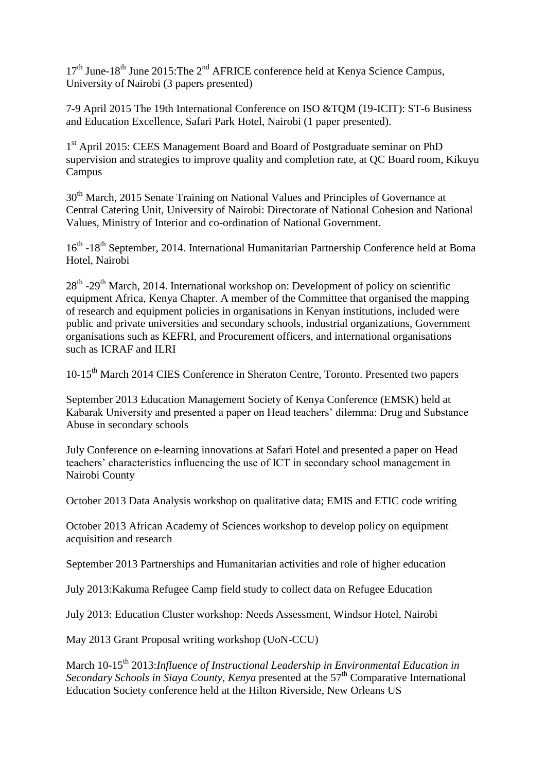17th June-18th June 2015:The 2nd AFRICE conference held at Kenya Science Campus, University of Nairobi (3 papers presented)

7-9 April 2015 The 19th International Conference on ISO &TQM (19-ICIT): ST-6 Business and Education Excellence, Safari Park Hotel, Nairobi (1 paper presented).

1st April 2015: CEES Management Board and Board of Postgraduate seminar on PhD supervision and strategies to improve quality and completion rate, at QC Board room, Kikuyu Campus

30th March, 2015 Senate Training on National Values and Principles of Governance at Central Catering Unit, University of Nairobi: Directorate of National Cohesion and National Values, Ministry of Interior and co-ordination of National Government.

16th -18th September, 2014. International Humanitarian Partnership Conference held at Boma Hotel, Nairobi

28th -29th March, 2014. International workshop on: Development of policy on scientific equipment Africa, Kenya Chapter. A member of the Committee that organised the mapping of research and equipment policies in organisations in Kenyan institutions, included were public and private universities and secondary schools, industrial organizations, Government organisations such as KEFRI, and Procurement officers, and international organisations such as ICRAF and ILRI

10-15th March 2014 CIES Conference in Sheraton Centre, Toronto. Presented two papers

September 2013 Education Management Society of Kenya Conference (EMSK) held at Kabarak University and presented a paper on Head teachers' dilemma: Drug and Substance Abuse in secondary schools

July Conference on e-learning innovations at Safari Hotel and presented a paper on Head teachers' characteristics influencing the use of ICT in secondary school management in Nairobi County

October 2013 Data Analysis workshop on qualitative data; EMIS and ETIC code writing

October 2013 African Academy of Sciences workshop to develop policy on equipment acquisition and research

September 2013 Partnerships and Humanitarian activities and role of higher education

July 2013:Kakuma Refugee Camp field study to collect data on Refugee Education

July 2013: Education Cluster workshop: Needs Assessment, Windsor Hotel, Nairobi

May 2013 Grant Proposal writing workshop (UoN-CCU)

March 10-15th 2013:*Influence of Instructional Leadership in Environmental Education in Secondary Schools in Siaya County, Kenya* presented at the 57th Comparative International Education Society conference held at the Hilton Riverside, New Orleans US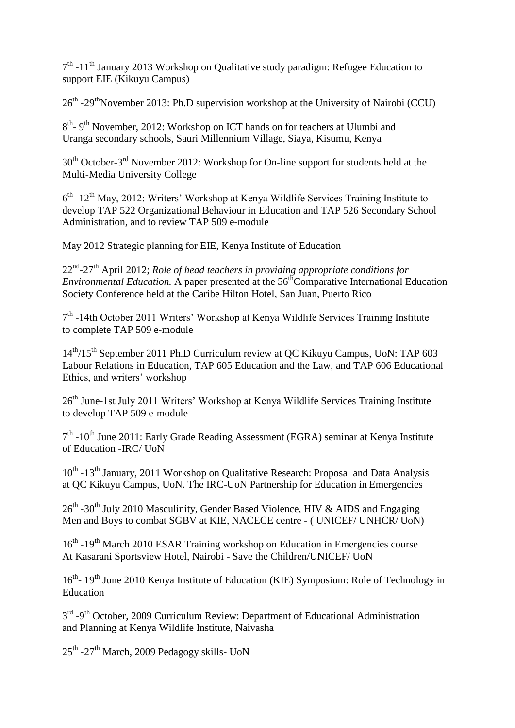$7^{th}$ -$11^{th}$ January 2013 Workshop on Qualitative study paradigm: Refugee Education to support EIE (Kikuyu Campus)

$26^{th}$ -$29^{th}$November 2013: Ph.D supervision workshop at the University of Nairobi (CCU)

$8^{th}$- $9^{th}$ November, 2012: Workshop on ICT hands on for teachers at Ulumbi and Uranga secondary schools, Sauri Millennium Village, Siaya, Kisumu, Kenya

$30^{th}$ October-$3^{rd}$ November 2012: Workshop for On-line support for students held at the Multi-Media University College

$6^{th}$ -$12^{th}$ May, 2012: Writers' Workshop at Kenya Wildlife Services Training Institute to develop TAP 522 Organizational Behaviour in Education and TAP 526 Secondary School Administration, and to review TAP 509 e-module

May 2012 Strategic planning for EIE, Kenya Institute of Education

$22^{nd}$-$27^{th}$ April 2012; *Role of head teachers in providing appropriate conditions for Environmental Education.* A paper presented at the $56^{th}$Comparative International Education Society Conference held at the Caribe Hilton Hotel, San Juan, Puerto Rico

$7^{th}$ -14th October 2011 Writers' Workshop at Kenya Wildlife Services Training Institute to complete TAP 509 e-module

$14^{th}$/$15^{th}$ September 2011 Ph.D Curriculum review at QC Kikuyu Campus, UoN: TAP 603 Labour Relations in Education, TAP 605 Education and the Law, and TAP 606 Educational Ethics, and writers' workshop

$26^{th}$ June-1st July 2011 Writers' Workshop at Kenya Wildlife Services Training Institute to develop TAP 509 e-module

$7^{th}$ -$10^{th}$ June 2011: Early Grade Reading Assessment (EGRA) seminar at Kenya Institute of Education -IRC/ UoN

$10^{th}$ -$13^{th}$ January, 2011 Workshop on Qualitative Research: Proposal and Data Analysis at QC Kikuyu Campus, UoN. The IRC-UoN Partnership for Education in Emergencies

$26^{th}$ -$30^{th}$ July 2010 Masculinity, Gender Based Violence, HIV & AIDS and Engaging Men and Boys to combat SGBV at KIE, NACECE centre - ( UNICEF/ UNHCR/ UoN)

$16^{th}$ -$19^{th}$ March 2010 ESAR Training workshop on Education in Emergencies course At Kasarani Sportsview Hotel, Nairobi - Save the Children/UNICEF/ UoN

$16^{th}$- $19^{th}$ June 2010 Kenya Institute of Education (KIE) Symposium: Role of Technology in Education

$3^{rd}$ -$9^{th}$ October, 2009 Curriculum Review: Department of Educational Administration and Planning at Kenya Wildlife Institute, Naivasha

$25^{th}$ -$27^{th}$ March, 2009 Pedagogy skills- UoN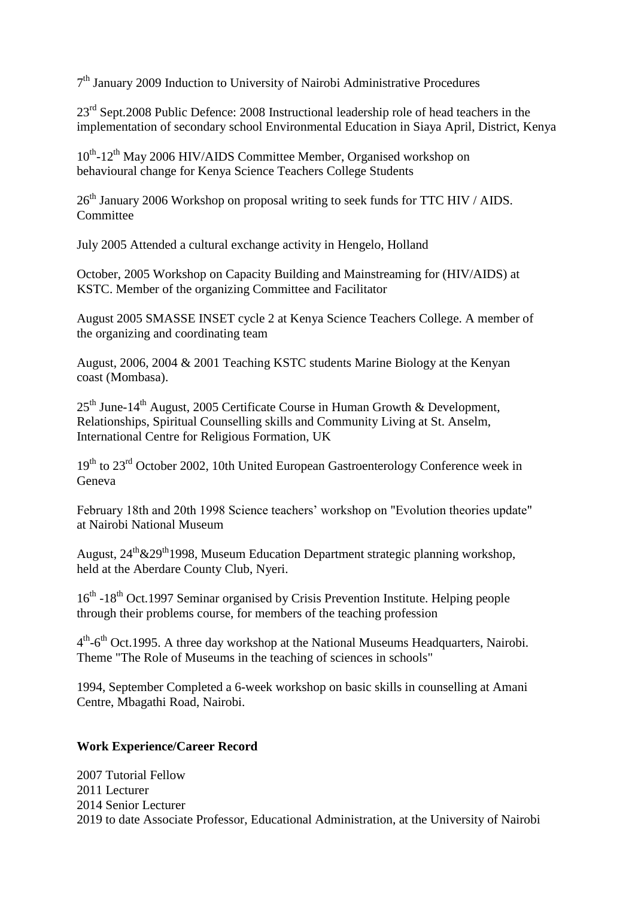7th January 2009 Induction to University of Nairobi Administrative Procedures

23rd Sept.2008 Public Defence: 2008 Instructional leadership role of head teachers in the implementation of secondary school Environmental Education in Siaya April, District, Kenya

10th-12th May 2006 HIV/AIDS Committee Member, Organised workshop on behavioural change for Kenya Science Teachers College Students

26th January 2006 Workshop on proposal writing to seek funds for TTC HIV / AIDS. Committee

July 2005 Attended a cultural exchange activity in Hengelo, Holland

October, 2005 Workshop on Capacity Building and Mainstreaming for (HIV/AIDS) at KSTC. Member of the organizing Committee and Facilitator

August 2005 SMASSE INSET cycle 2 at Kenya Science Teachers College. A member of the organizing and coordinating team

August, 2006, 2004 & 2001 Teaching KSTC students Marine Biology at the Kenyan coast (Mombasa).

25th June-14th August, 2005 Certificate Course in Human Growth & Development, Relationships, Spiritual Counselling skills and Community Living at St. Anselm, International Centre for Religious Formation, UK

19th to 23rd October 2002, 10th United European Gastroenterology Conference week in Geneva

February 18th and 20th 1998 Science teachers' workshop on "Evolution theories update" at Nairobi National Museum

August, 24th&29th1998, Museum Education Department strategic planning workshop, held at the Aberdare County Club, Nyeri.

16th -18th Oct.1997 Seminar organised by Crisis Prevention Institute. Helping people through their problems course, for members of the teaching profession

4th-6th Oct.1995. A three day workshop at the National Museums Headquarters, Nairobi. Theme "The Role of Museums in the teaching of sciences in schools"

1994, September Completed a 6-week workshop on basic skills in counselling at Amani Centre, Mbagathi Road, Nairobi.

**Work Experience/Career Record**

2007 Tutorial Fellow
2011 Lecturer
2014 Senior Lecturer
2019 to date Associate Professor, Educational Administration, at the University of Nairobi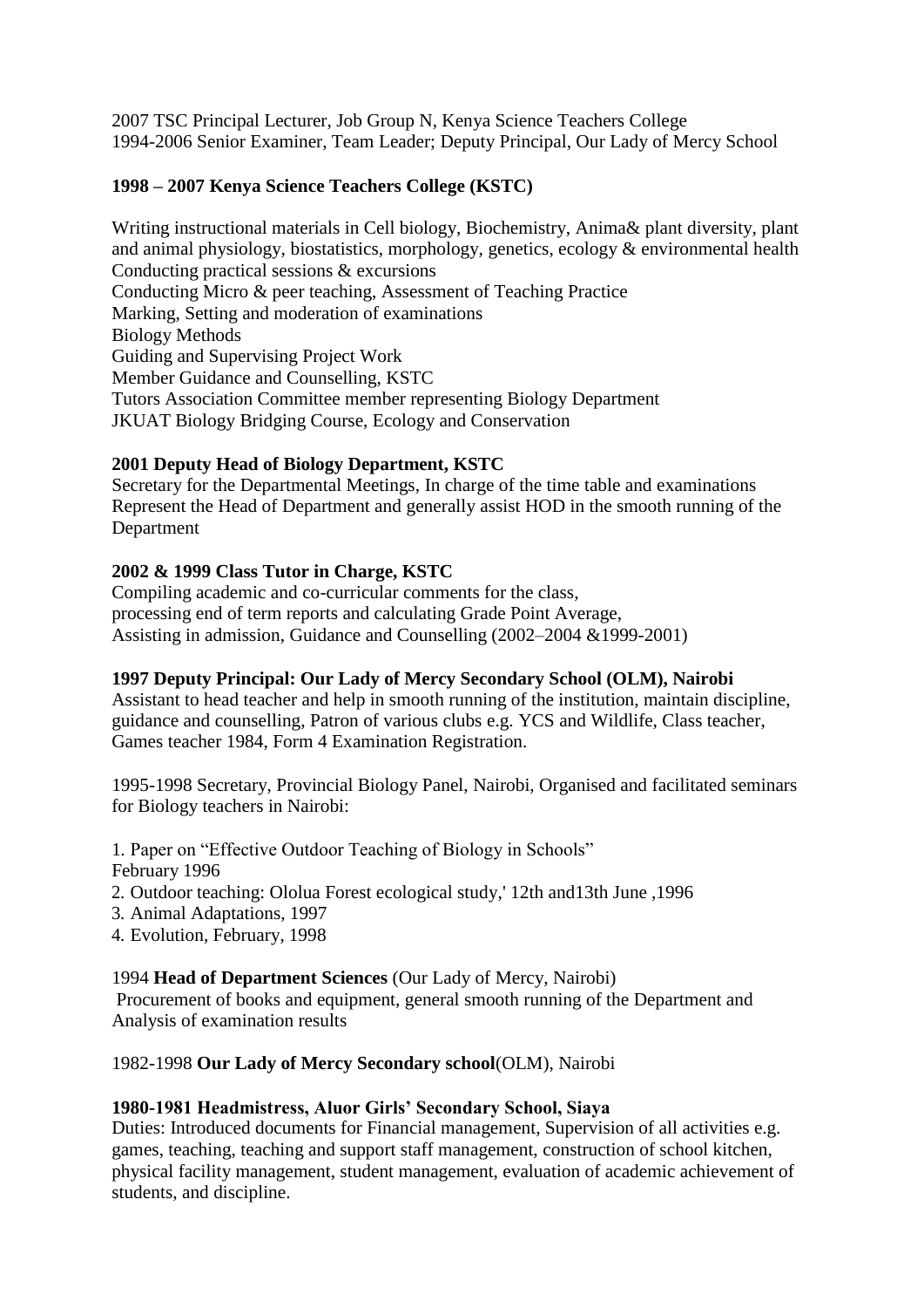2007 TSC Principal Lecturer, Job Group N, Kenya Science Teachers College
1994-2006 Senior Examiner, Team Leader; Deputy Principal, Our Lady of Mercy School

**1998 – 2007 Kenya Science Teachers College (KSTC)**

Writing instructional materials in Cell biology, Biochemistry, Anima& plant diversity, plant and animal physiology, biostatistics, morphology, genetics, ecology & environmental health
Conducting practical sessions & excursions
Conducting Micro & peer teaching, Assessment of Teaching Practice
Marking, Setting and moderation of examinations
Biology Methods
Guiding and Supervising Project Work
Member Guidance and Counselling, KSTC
Tutors Association Committee member representing Biology Department
JKUAT Biology Bridging Course, Ecology and Conservation

**2001 Deputy Head of Biology Department, KSTC**
Secretary for the Departmental Meetings, In charge of the time table and examinations
Represent the Head of Department and generally assist HOD in the smooth running of the Department

**2002 & 1999 Class Tutor in Charge, KSTC**
Compiling academic and co-curricular comments for the class,
processing end of term reports and calculating Grade Point Average,
Assisting in admission, Guidance and Counselling (2002–2004 &1999-2001)

**1997 Deputy Principal: Our Lady of Mercy Secondary School (OLM), Nairobi**
Assistant to head teacher and help in smooth running of the institution, maintain discipline, guidance and counselling, Patron of various clubs e.g. YCS and Wildlife, Class teacher, Games teacher 1984, Form 4 Examination Registration.

1995-1998 Secretary, Provincial Biology Panel, Nairobi, Organised and facilitated seminars for Biology teachers in Nairobi:

1. Paper on "Effective Outdoor Teaching of Biology in Schools"
February 1996
2. Outdoor teaching: Ololua Forest ecological study,' 12th and13th June ,1996
3. Animal Adaptations, 1997
4. Evolution, February, 1998

1994 **Head of Department Sciences** (Our Lady of Mercy, Nairobi)
Procurement of books and equipment, general smooth running of the Department and Analysis of examination results

1982-1998 **Our Lady of Mercy Secondary school**(OLM), Nairobi

**1980-1981 Headmistress, Aluor Girls' Secondary School, Siaya**
Duties: Introduced documents for Financial management, Supervision of all activities e.g. games, teaching, teaching and support staff management, construction of school kitchen, physical facility management, student management, evaluation of academic achievement of students, and discipline.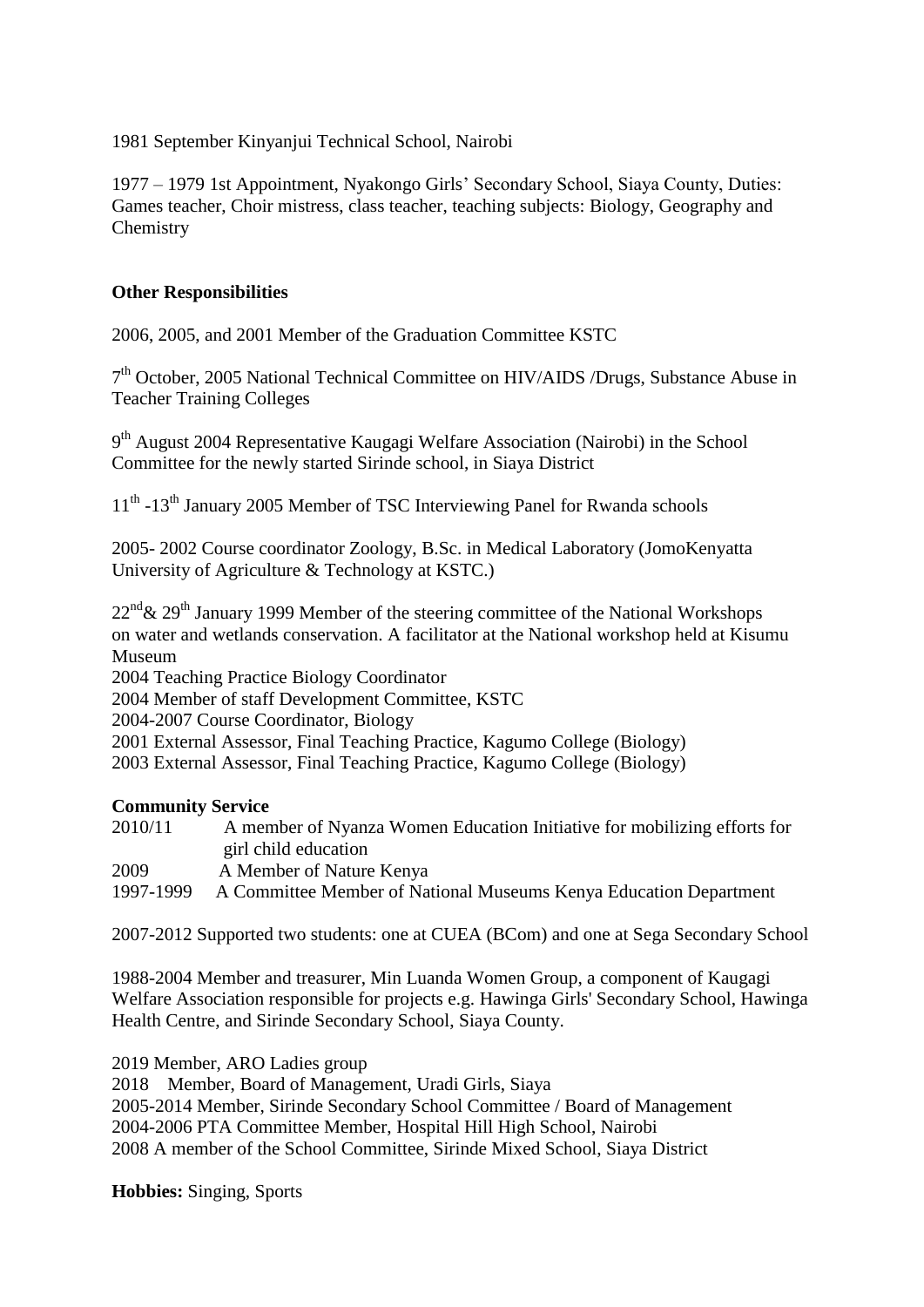1981 September Kinyanjui Technical School, Nairobi

1977 – 1979 1st Appointment, Nyakongo Girls' Secondary School, Siaya County, Duties: Games teacher, Choir mistress, class teacher, teaching subjects: Biology, Geography and Chemistry

**Other Responsibilities**

2006, 2005, and 2001 Member of the Graduation Committee KSTC

7th October, 2005 National Technical Committee on HIV/AIDS /Drugs, Substance Abuse in Teacher Training Colleges

9th August 2004 Representative Kaugagi Welfare Association (Nairobi) in the School Committee for the newly started Sirinde school, in Siaya District

11th -13th January 2005 Member of TSC Interviewing Panel for Rwanda schools

2005- 2002 Course coordinator Zoology, B.Sc. in Medical Laboratory (JomoKenyatta University of Agriculture & Technology at KSTC.)

22nd& 29th January 1999 Member of the steering committee of the National Workshops on water and wetlands conservation. A facilitator at the National workshop held at Kisumu Museum
2004 Teaching Practice Biology Coordinator
2004 Member of staff Development Committee, KSTC
2004-2007 Course Coordinator, Biology
2001 External Assessor, Final Teaching Practice, Kagumo College (Biology)
2003 External Assessor, Final Teaching Practice, Kagumo College (Biology)

**Community Service**

2010/11 A member of Nyanza Women Education Initiative for mobilizing efforts for girl child education
2009 A Member of Nature Kenya
1997-1999 A Committee Member of National Museums Kenya Education Department

2007-2012 Supported two students: one at CUEA (BCom) and one at Sega Secondary School

1988-2004 Member and treasurer, Min Luanda Women Group, a component of Kaugagi Welfare Association responsible for projects e.g. Hawinga Girls' Secondary School, Hawinga Health Centre, and Sirinde Secondary School, Siaya County.

2019 Member, ARO Ladies group
2018 Member, Board of Management, Uradi Girls, Siaya
2005-2014 Member, Sirinde Secondary School Committee / Board of Management
2004-2006 PTA Committee Member, Hospital Hill High School, Nairobi
2008 A member of the School Committee, Sirinde Mixed School, Siaya District

**Hobbies:** Singing, Sports